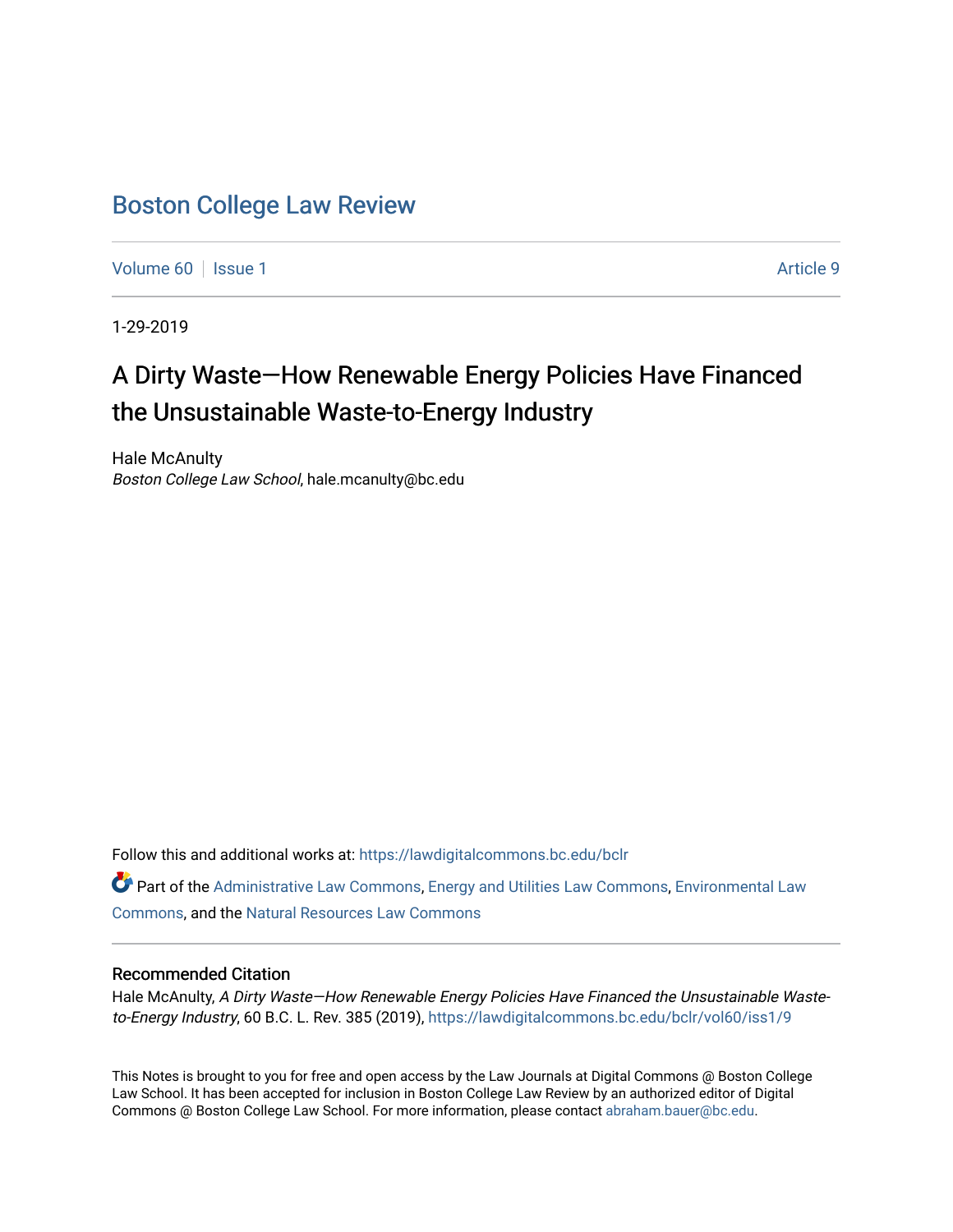# Boston College Law Review

Volume 60 | Issue 1 | Article 9

1-29-2019

## A Dirty Waste—How Renewable Energy Policies Have Financed the Unsustainable Waste-to-Energy Industry

Hale McAnulty
*Boston College Law School*, hale.mcanulty@bc.edu

Follow this and additional works at: https://lawdigitalcommons.bc.edu/bclr

Part of the Administrative Law Commons, Energy and Utilities Law Commons, Environmental Law Commons, and the Natural Resources Law Commons

### Recommended Citation

Hale McAnulty, *A Dirty Waste—How Renewable Energy Policies Have Financed the Unsustainable Waste-to-Energy Industry*, 60 B.C. L. Rev. 385 (2019), https://lawdigitalcommons.bc.edu/bclr/vol60/iss1/9

This Notes is brought to you for free and open access by the Law Journals at Digital Commons @ Boston College Law School. It has been accepted for inclusion in Boston College Law Review by an authorized editor of Digital Commons @ Boston College Law School. For more information, please contact abraham.bauer@bc.edu.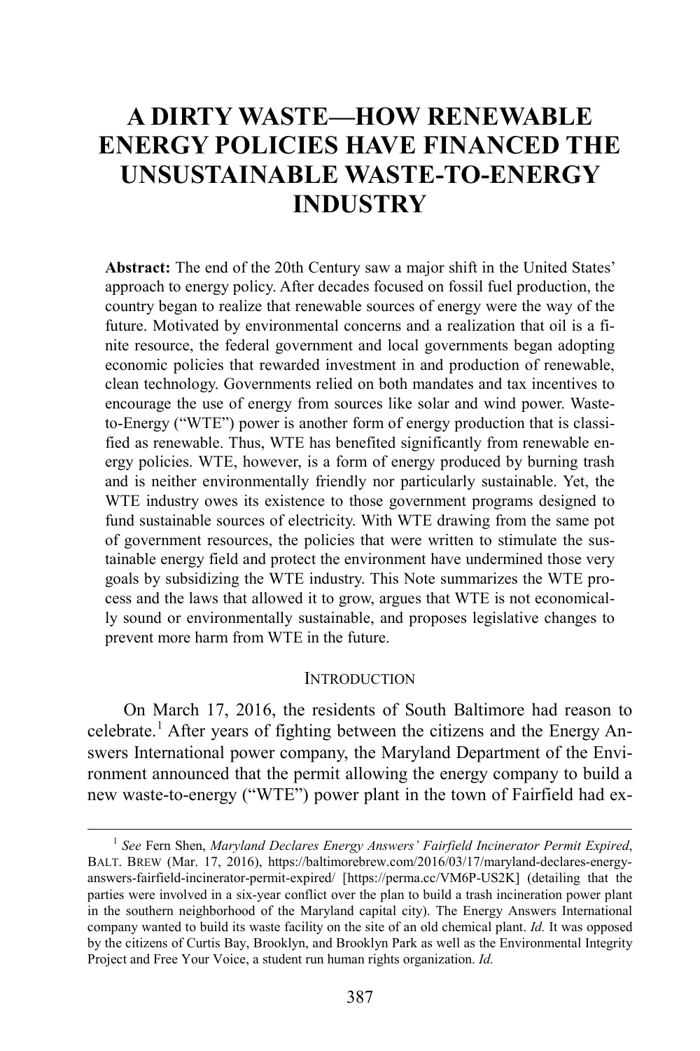# A DIRTY WASTE—HOW RENEWABLE ENERGY POLICIES HAVE FINANCED THE UNSUSTAINABLE WASTE-TO-ENERGY INDUSTRY

**Abstract:** The end of the 20th Century saw a major shift in the United States' approach to energy policy. After decades focused on fossil fuel production, the country began to realize that renewable sources of energy were the way of the future. Motivated by environmental concerns and a realization that oil is a finite resource, the federal government and local governments began adopting economic policies that rewarded investment in and production of renewable, clean technology. Governments relied on both mandates and tax incentives to encourage the use of energy from sources like solar and wind power. Waste-to-Energy ("WTE") power is another form of energy production that is classified as renewable. Thus, WTE has benefited significantly from renewable energy policies. WTE, however, is a form of energy produced by burning trash and is neither environmentally friendly nor particularly sustainable. Yet, the WTE industry owes its existence to those government programs designed to fund sustainable sources of electricity. With WTE drawing from the same pot of government resources, the policies that were written to stimulate the sustainable energy field and protect the environment have undermined those very goals by subsidizing the WTE industry. This Note summarizes the WTE process and the laws that allowed it to grow, argues that WTE is not economically sound or environmentally sustainable, and proposes legislative changes to prevent more harm from WTE in the future.

## INTRODUCTION

On March 17, 2016, the residents of South Baltimore had reason to celebrate.[1] After years of fighting between the citizens and the Energy Answers International power company, the Maryland Department of the Environment announced that the permit allowing the energy company to build a new waste-to-energy ("WTE") power plant in the town of Fairfield had ex-

---

[1] *See* Fern Shen, *Maryland Declares Energy Answers' Fairfield Incinerator Permit Expired*, BALT. BREW (Mar. 17, 2016), https://baltimorebrew.com/2016/03/17/maryland-declares-energy-answers-fairfield-incinerator-permit-expired/ [https://perma.cc/VM6P-US2K] (detailing that the parties were involved in a six-year conflict over the plan to build a trash incineration power plant in the southern neighborhood of the Maryland capital city). The Energy Answers International company wanted to build its waste facility on the site of an old chemical plant. *Id.* It was opposed by the citizens of Curtis Bay, Brooklyn, and Brooklyn Park as well as the Environmental Integrity Project and Free Your Voice, a student run human rights organization. *Id.*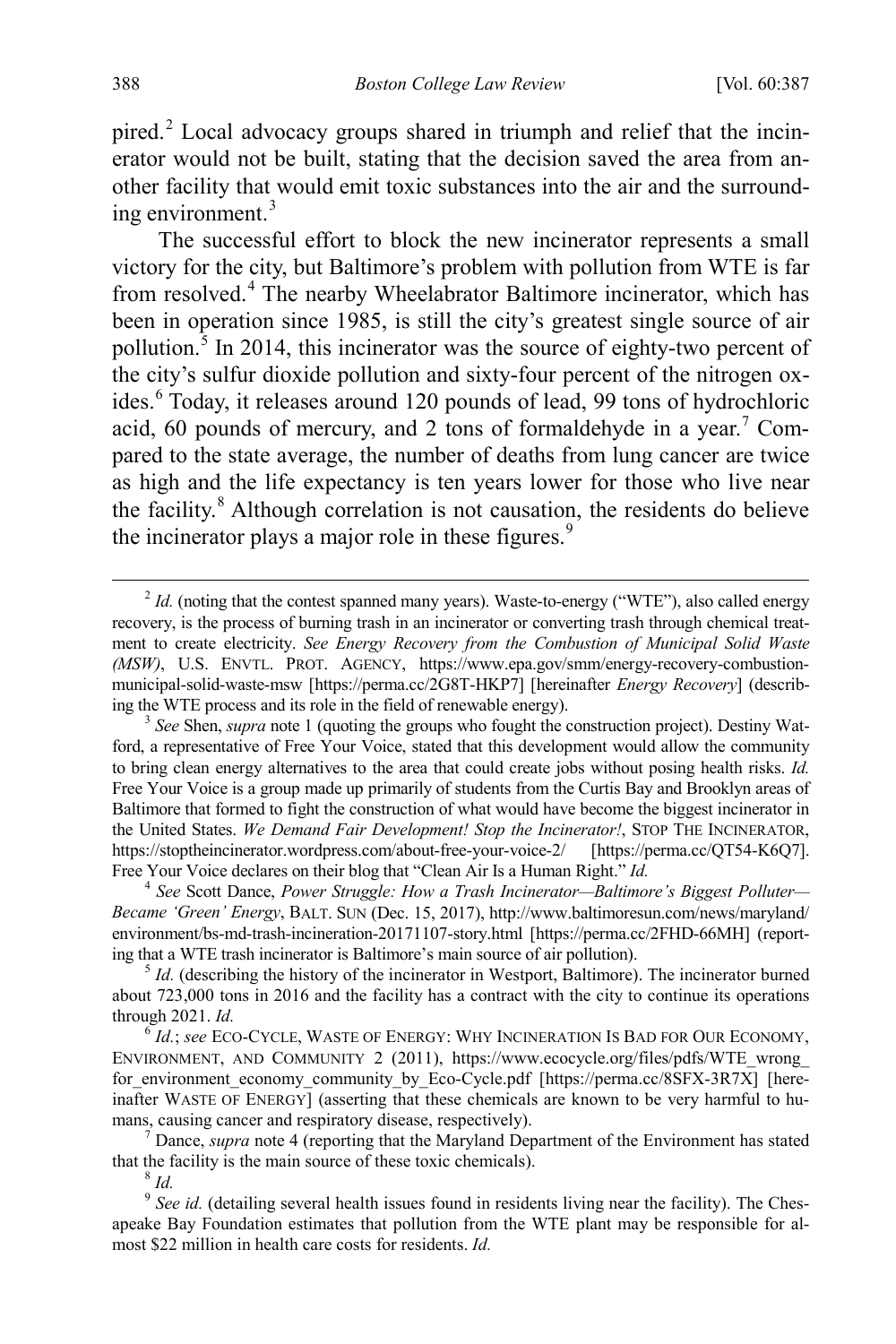pired.[2] Local advocacy groups shared in triumph and relief that the incinerator would not be built, stating that the decision saved the area from another facility that would emit toxic substances into the air and the surrounding environment.[3]

The successful effort to block the new incinerator represents a small victory for the city, but Baltimore's problem with pollution from WTE is far from resolved.[4] The nearby Wheelabrator Baltimore incinerator, which has been in operation since 1985, is still the city's greatest single source of air pollution.[5] In 2014, this incinerator was the source of eighty-two percent of the city's sulfur dioxide pollution and sixty-four percent of the nitrogen oxides.[6] Today, it releases around 120 pounds of lead, 99 tons of hydrochloric acid, 60 pounds of mercury, and 2 tons of formaldehyde in a year.[7] Compared to the state average, the number of deaths from lung cancer are twice as high and the life expectancy is ten years lower for those who live near the facility.[8] Although correlation is not causation, the residents do believe the incinerator plays a major role in these figures.[9]

---

[2] *Id.* (noting that the contest spanned many years). Waste-to-energy ("WTE"), also called energy recovery, is the process of burning trash in an incinerator or converting trash through chemical treatment to create electricity. *See Energy Recovery from the Combustion of Municipal Solid Waste (MSW)*, U.S. ENVTL. PROT. AGENCY, https://www.epa.gov/smm/energy-recovery-combustion-municipal-solid-waste-msw [https://perma.cc/2G8T-HKP7] [hereinafter *Energy Recovery*] (describing the WTE process and its role in the field of renewable energy).

[3] *See* Shen, *supra* note 1 (quoting the groups who fought the construction project). Destiny Watford, a representative of Free Your Voice, stated that this development would allow the community to bring clean energy alternatives to the area that could create jobs without posing health risks. *Id.* Free Your Voice is a group made up primarily of students from the Curtis Bay and Brooklyn areas of Baltimore that formed to fight the construction of what would have become the biggest incinerator in the United States. *We Demand Fair Development! Stop the Incinerator!*, STOP THE INCINERATOR, https://stoptheincinerator.wordpress.com/about-free-your-voice-2/ [https://perma.cc/QT54-K6Q7]. Free Your Voice declares on their blog that "Clean Air Is a Human Right." *Id.*

[4] *See* Scott Dance, *Power Struggle: How a Trash Incinerator—Baltimore's Biggest Polluter—Became 'Green' Energy*, BALT. SUN (Dec. 15, 2017), http://www.baltimoresun.com/news/maryland/environment/bs-md-trash-incineration-20171107-story.html [https://perma.cc/2FHD-66MH] (reporting that a WTE trash incinerator is Baltimore's main source of air pollution).

[5] *Id.* (describing the history of the incinerator in Westport, Baltimore). The incinerator burned about 723,000 tons in 2016 and the facility has a contract with the city to continue its operations through 2021. *Id.*

[6] *Id.*; *see* ECO-CYCLE, WASTE OF ENERGY: WHY INCINERATION IS BAD FOR OUR ECONOMY, ENVIRONMENT, AND COMMUNITY 2 (2011), https://www.ecocycle.org/files/pdfs/WTE_wrong_for_environment_economy_community_by_Eco-Cycle.pdf [https://perma.cc/8SFX-3R7X] [hereinafter WASTE OF ENERGY] (asserting that these chemicals are known to be very harmful to humans, causing cancer and respiratory disease, respectively).

[7] Dance, *supra* note 4 (reporting that the Maryland Department of the Environment has stated that the facility is the main source of these toxic chemicals).

[8] *Id.*

[9] *See id.* (detailing several health issues found in residents living near the facility). The Chesapeake Bay Foundation estimates that pollution from the WTE plant may be responsible for almost $22 million in health care costs for residents. *Id.*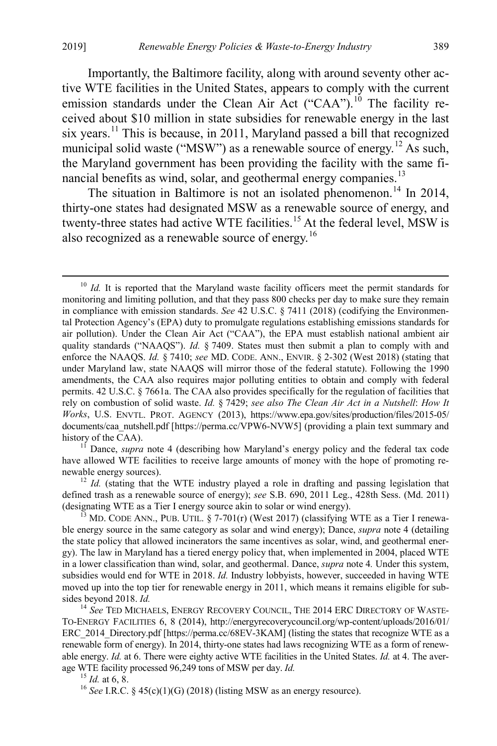Importantly, the Baltimore facility, along with around seventy other active WTE facilities in the United States, appears to comply with the current emission standards under the Clean Air Act ("CAA").[10] The facility received about $10 million in state subsidies for renewable energy in the last six years.[11] This is because, in 2011, Maryland passed a bill that recognized municipal solid waste ("MSW") as a renewable source of energy.[12] As such, the Maryland government has been providing the facility with the same financial benefits as wind, solar, and geothermal energy companies.[13]

The situation in Baltimore is not an isolated phenomenon.[14] In 2014, thirty-one states had designated MSW as a renewable source of energy, and twenty-three states had active WTE facilities.[15] At the federal level, MSW is also recognized as a renewable source of energy.[16]

---

[10] *Id.* It is reported that the Maryland waste facility officers meet the permit standards for monitoring and limiting pollution, and that they pass 800 checks per day to make sure they remain in compliance with emission standards. *See* 42 U.S.C. § 7411 (2018) (codifying the Environmental Protection Agency's (EPA) duty to promulgate regulations establishing emissions standards for air pollution). Under the Clean Air Act ("CAA"), the EPA must establish national ambient air quality standards ("NAAQS"). *Id.* § 7409. States must then submit a plan to comply with and enforce the NAAQS. *Id.* § 7410; *see* MD. CODE. ANN., ENVIR. § 2-302 (West 2018) (stating that under Maryland law, state NAAQS will mirror those of the federal statute). Following the 1990 amendments, the CAA also requires major polluting entities to obtain and comply with federal permits. 42 U.S.C. § 7661a. The CAA also provides specifically for the regulation of facilities that rely on combustion of solid waste. *Id.* § 7429; *see also The Clean Air Act in a Nutshell*: *How It Works*, U.S. ENVTL. PROT. AGENCY (2013), https://www.epa.gov/sites/production/files/2015-05/documents/caa_nutshell.pdf [https://perma.cc/VPW6-NVW5] (providing a plain text summary and history of the CAA).

[11] Dance, *supra* note 4 (describing how Maryland's energy policy and the federal tax code have allowed WTE facilities to receive large amounts of money with the hope of promoting renewable energy sources).

[12] *Id.* (stating that the WTE industry played a role in drafting and passing legislation that defined trash as a renewable source of energy); *see* S.B. 690, 2011 Leg., 428th Sess. (Md. 2011) (designating WTE as a Tier I energy source akin to solar or wind energy).

[13] MD. CODE ANN., PUB. UTIL. § 7-701(r) (West 2017) (classifying WTE as a Tier I renewable energy source in the same category as solar and wind energy); Dance, *supra* note 4 (detailing the state policy that allowed incinerators the same incentives as solar, wind, and geothermal energy). The law in Maryland has a tiered energy policy that, when implemented in 2004, placed WTE in a lower classification than wind, solar, and geothermal. Dance, *supra* note 4*.* Under this system, subsidies would end for WTE in 2018. *Id.* Industry lobbyists, however, succeeded in having WTE moved up into the top tier for renewable energy in 2011, which means it remains eligible for subsidies beyond 2018. *Id.*

[14] *See* TED MICHAELS, ENERGY RECOVERY COUNCIL, THE 2014 ERC DIRECTORY OF WASTE-TO-ENERGY FACILITIES 6, 8 (2014), http://energyrecoverycouncil.org/wp-content/uploads/2016/01/ERC_2014_Directory.pdf [https://perma.cc/68EV-3KAM] (listing the states that recognize WTE as a renewable form of energy). In 2014, thirty-one states had laws recognizing WTE as a form of renewable energy. *Id.* at 6. There were eighty active WTE facilities in the United States. *Id.* at 4. The average WTE facility processed 96,249 tons of MSW per day. *Id.*

[15] *Id.* at 6, 8.

[16] *See* I.R.C. § 45(c)(1)(G) (2018) (listing MSW as an energy resource).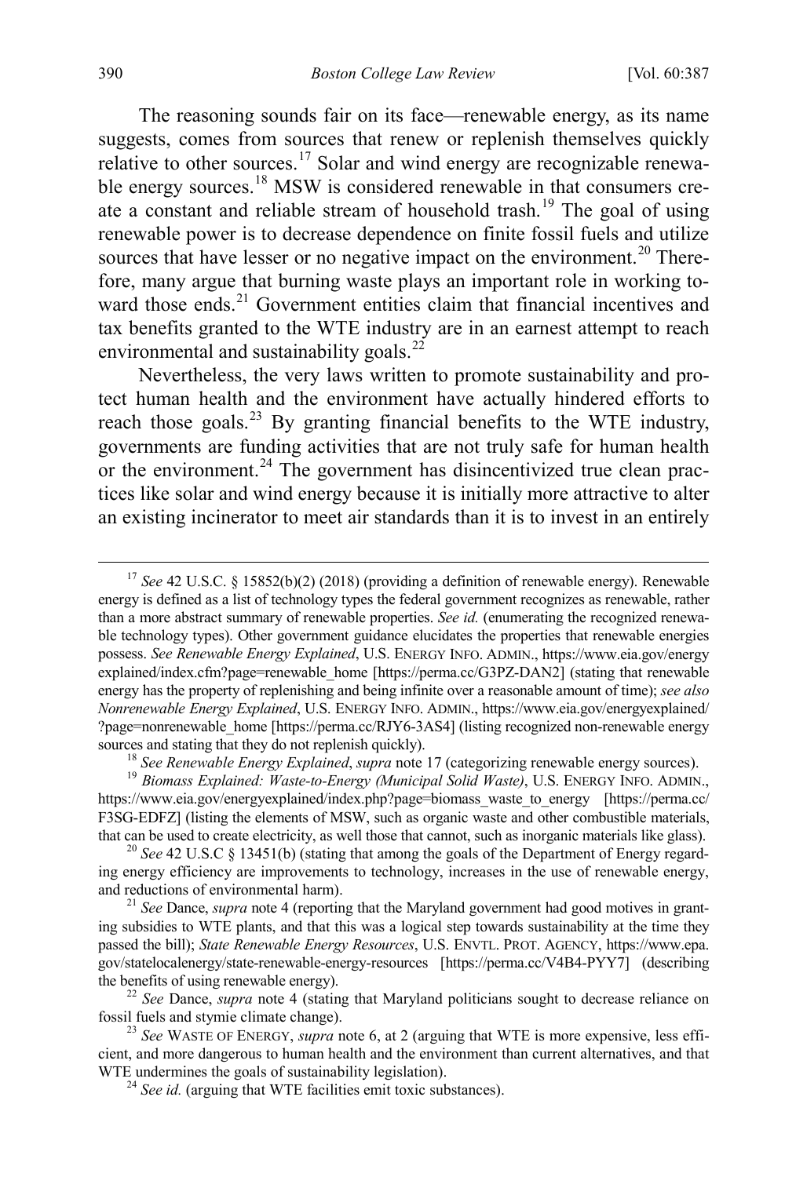The reasoning sounds fair on its face—renewable energy, as its name suggests, comes from sources that renew or replenish themselves quickly relative to other sources.[17] Solar and wind energy are recognizable renewable energy sources.[18] MSW is considered renewable in that consumers create a constant and reliable stream of household trash.[19] The goal of using renewable power is to decrease dependence on finite fossil fuels and utilize sources that have lesser or no negative impact on the environment.[20] Therefore, many argue that burning waste plays an important role in working toward those ends.[21] Government entities claim that financial incentives and tax benefits granted to the WTE industry are in an earnest attempt to reach environmental and sustainability goals.[22]

Nevertheless, the very laws written to promote sustainability and protect human health and the environment have actually hindered efforts to reach those goals.[23] By granting financial benefits to the WTE industry, governments are funding activities that are not truly safe for human health or the environment.[24] The government has disincentivized true clean practices like solar and wind energy because it is initially more attractive to alter an existing incinerator to meet air standards than it is to invest in an entirely

---

[17] *See* 42 U.S.C. § 15852(b)(2) (2018) (providing a definition of renewable energy). Renewable energy is defined as a list of technology types the federal government recognizes as renewable, rather than a more abstract summary of renewable properties. *See id.* (enumerating the recognized renewable technology types). Other government guidance elucidates the properties that renewable energies possess. *See Renewable Energy Explained*, U.S. ENERGY INFO. ADMIN., https://www.eia.gov/energyexplained/index.cfm?page=renewable_home [https://perma.cc/G3PZ-DAN2] (stating that renewable energy has the property of replenishing and being infinite over a reasonable amount of time); *see also Nonrenewable Energy Explained*, U.S. ENERGY INFO. ADMIN., https://www.eia.gov/energyexplained/?page=nonrenewable_home [https://perma.cc/RJY6-3AS4] (listing recognized non-renewable energy sources and stating that they do not replenish quickly).

[18] *See Renewable Energy Explained*, *supra* note 17 (categorizing renewable energy sources).

[19] *Biomass Explained: Waste-to-Energy (Municipal Solid Waste)*, U.S. ENERGY INFO. ADMIN., https://www.eia.gov/energyexplained/index.php?page=biomass_waste_to_energy [https://perma.cc/F3SG-EDFZ] (listing the elements of MSW, such as organic waste and other combustible materials, that can be used to create electricity, as well those that cannot, such as inorganic materials like glass).

[20] *See* 42 U.S.C § 13451(b) (stating that among the goals of the Department of Energy regarding energy efficiency are improvements to technology, increases in the use of renewable energy, and reductions of environmental harm).

[21] *See* Dance, *supra* note 4 (reporting that the Maryland government had good motives in granting subsidies to WTE plants, and that this was a logical step towards sustainability at the time they passed the bill); *State Renewable Energy Resources*, U.S. ENVTL. PROT. AGENCY, https://www.epa.gov/statelocalenergy/state-renewable-energy-resources [https://perma.cc/V4B4-PYY7] (describing the benefits of using renewable energy).

[22] *See* Dance, *supra* note 4 (stating that Maryland politicians sought to decrease reliance on fossil fuels and stymie climate change).

[23] *See* WASTE OF ENERGY, *supra* note 6, at 2 (arguing that WTE is more expensive, less efficient, and more dangerous to human health and the environment than current alternatives, and that WTE undermines the goals of sustainability legislation).

[24] *See id.* (arguing that WTE facilities emit toxic substances).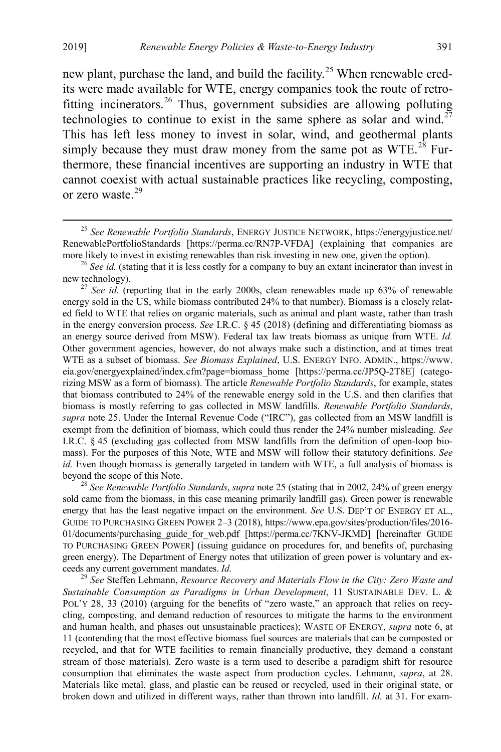new plant, purchase the land, and build the facility.[25] When renewable credits were made available for WTE, energy companies took the route of retrofitting incinerators.[26] Thus, government subsidies are allowing polluting technologies to continue to exist in the same sphere as solar and wind.[27] This has left less money to invest in solar, wind, and geothermal plants simply because they must draw money from the same pot as WTE.[28] Furthermore, these financial incentives are supporting an industry in WTE that cannot coexist with actual sustainable practices like recycling, composting, or zero waste.[29]

---

[25] *See Renewable Portfolio Standards*, ENERGY JUSTICE NETWORK, https://energyjustice.net/RenewablePortfolioStandards [https://perma.cc/RN7P-VFDA] (explaining that companies are more likely to invest in existing renewables than risk investing in new one, given the option).

[26] *See id.* (stating that it is less costly for a company to buy an extant incinerator than invest in new technology).

[27] *See id.* (reporting that in the early 2000s, clean renewables made up 63% of renewable energy sold in the US, while biomass contributed 24% to that number). Biomass is a closely related field to WTE that relies on organic materials, such as animal and plant waste, rather than trash in the energy conversion process. *See* I.R.C. § 45 (2018) (defining and differentiating biomass as an energy source derived from MSW). Federal tax law treats biomass as unique from WTE. *Id.* Other government agencies, however, do not always make such a distinction, and at times treat WTE as a subset of biomass. *See Biomass Explained*, U.S. ENERGY INFO. ADMIN., https://www.eia.gov/energyexplained/index.cfm?page=biomass_home [https://perma.cc/JP5Q-2T8E] (categorizing MSW as a form of biomass). The article *Renewable Portfolio Standards*, for example, states that biomass contributed to 24% of the renewable energy sold in the U.S. and then clarifies that biomass is mostly referring to gas collected in MSW landfills. *Renewable Portfolio Standards*, *supra* note 25. Under the Internal Revenue Code ("IRC"), gas collected from an MSW landfill is exempt from the definition of biomass, which could thus render the 24% number misleading. *See* I.R.C. § 45 (excluding gas collected from MSW landfills from the definition of open-loop biomass). For the purposes of this Note, WTE and MSW will follow their statutory definitions. *See id.* Even though biomass is generally targeted in tandem with WTE, a full analysis of biomass is beyond the scope of this Note.

[28] *See Renewable Portfolio Standards*, *supra* note 25 (stating that in 2002, 24% of green energy sold came from the biomass, in this case meaning primarily landfill gas). Green power is renewable energy that has the least negative impact on the environment. *See* U.S. DEP'T OF ENERGY ET AL., GUIDE TO PURCHASING GREEN POWER 2–3 (2018), https://www.epa.gov/sites/production/files/2016-01/documents/purchasing_guide_for_web.pdf [https://perma.cc/7KNV-JKMD] [hereinafter GUIDE TO PURCHASING GREEN POWER] (issuing guidance on procedures for, and benefits of, purchasing green energy). The Department of Energy notes that utilization of green power is voluntary and exceeds any current government mandates. *Id.*

[29] *See* Steffen Lehmann, *Resource Recovery and Materials Flow in the City: Zero Waste and Sustainable Consumption as Paradigms in Urban Development*, 11 SUSTAINABLE DEV. L. & POL'Y 28, 33 (2010) (arguing for the benefits of "zero waste," an approach that relies on recycling, composting, and demand reduction of resources to mitigate the harms to the environment and human health, and phases out unsustainable practices); WASTE OF ENERGY, *supra* note 6, at 11 (contending that the most effective biomass fuel sources are materials that can be composted or recycled, and that for WTE facilities to remain financially productive, they demand a constant stream of those materials). Zero waste is a term used to describe a paradigm shift for resource consumption that eliminates the waste aspect from production cycles. Lehmann, *supra*, at 28. Materials like metal, glass, and plastic can be reused or recycled, used in their original state, or broken down and utilized in different ways, rather than thrown into landfill. *Id.* at 31. For exam-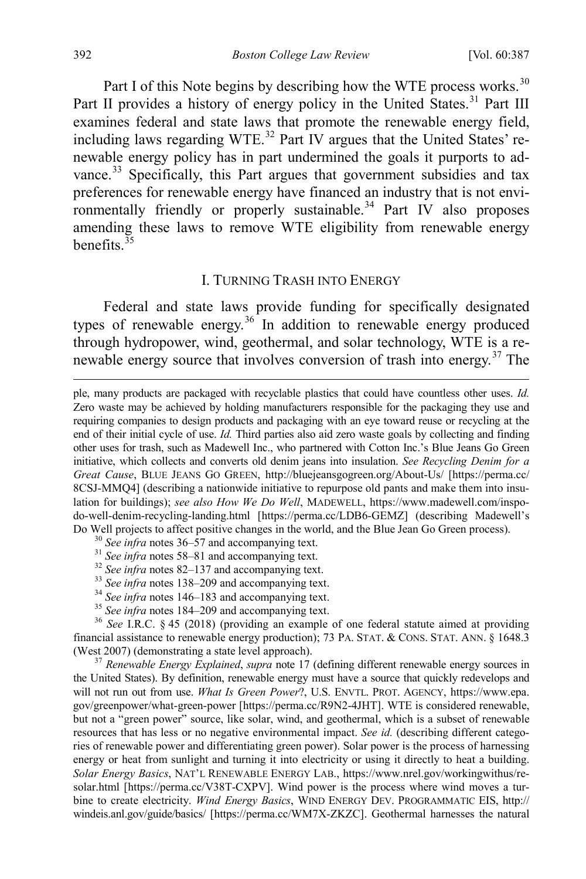Part I of this Note begins by describing how the WTE process works.[30] Part II provides a history of energy policy in the United States.[31] Part III examines federal and state laws that promote the renewable energy field, including laws regarding WTE.[32] Part IV argues that the United States' renewable energy policy has in part undermined the goals it purports to advance.[33] Specifically, this Part argues that government subsidies and tax preferences for renewable energy have financed an industry that is not environmentally friendly or properly sustainable.[34] Part IV also proposes amending these laws to remove WTE eligibility from renewable energy benefits.[35]

## I. TURNING TRASH INTO ENERGY

Federal and state laws provide funding for specifically designated types of renewable energy.[36] In addition to renewable energy produced through hydropower, wind, geothermal, and solar technology, WTE is a renewable energy source that involves conversion of trash into energy.[37] The

---

ple, many products are packaged with recyclable plastics that could have countless other uses. *Id.* Zero waste may be achieved by holding manufacturers responsible for the packaging they use and requiring companies to design products and packaging with an eye toward reuse or recycling at the end of their initial cycle of use. *Id.* Third parties also aid zero waste goals by collecting and finding other uses for trash, such as Madewell Inc., who partnered with Cotton Inc.'s Blue Jeans Go Green initiative, which collects and converts old denim jeans into insulation. *See Recycling Denim for a Great Cause*, BLUE JEANS GO GREEN, http://bluejeansgogreen.org/About-Us/ [https://perma.cc/8CSJ-MMQ4] (describing a nationwide initiative to repurpose old pants and make them into insulation for buildings); *see also How We Do Well*, MADEWELL, https://www.madewell.com/inspo-do-well-denim-recycling-landing.html [https://perma.cc/LDB6-GEMZ] (describing Madewell's Do Well projects to affect positive changes in the world, and the Blue Jean Go Green process).

[30] *See infra* notes 36–57 and accompanying text.

[31] *See infra* notes 58–81 and accompanying text.

[32] *See infra* notes 82–137 and accompanying text.

[33] *See infra* notes 138–209 and accompanying text.

[34] *See infra* notes 146–183 and accompanying text.

[35] *See infra* notes 184–209 and accompanying text.

[36] *See* I.R.C. § 45 (2018) (providing an example of one federal statute aimed at providing financial assistance to renewable energy production); 73 PA. STAT. & CONS. STAT. ANN. § 1648.3 (West 2007) (demonstrating a state level approach).

[37] *Renewable Energy Explained*, *supra* note 17 (defining different renewable energy sources in the United States). By definition, renewable energy must have a source that quickly redevelops and will not run out from use. *What Is Green Power?*, U.S. ENVTL. PROT. AGENCY, https://www.epa.gov/greenpower/what-green-power [https://perma.cc/R9N2-4JHT]. WTE is considered renewable, but not a "green power" source, like solar, wind, and geothermal, which is a subset of renewable resources that has less or no negative environmental impact. *See id.* (describing different categories of renewable power and differentiating green power). Solar power is the process of harnessing energy or heat from sunlight and turning it into electricity or using it directly to heat a building. *Solar Energy Basics*, NAT'L RENEWABLE ENERGY LAB., https://www.nrel.gov/workingwithus/re-solar.html [https://perma.cc/V38T-CXPV]. Wind power is the process where wind moves a turbine to create electricity. *Wind Energy Basics*, WIND ENERGY DEV. PROGRAMMATIC EIS, http://windeis.anl.gov/guide/basics/ [https://perma.cc/WM7X-ZKZC]. Geothermal harnesses the natural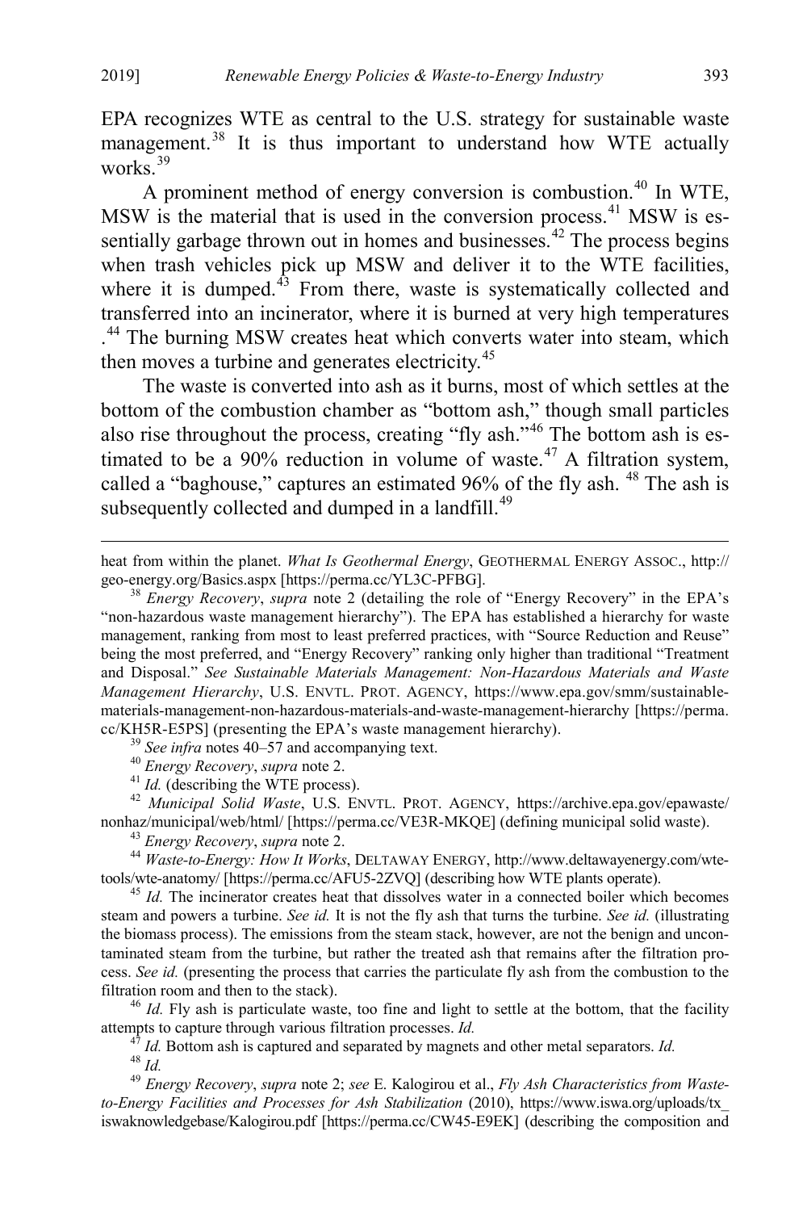EPA recognizes WTE as central to the U.S. strategy for sustainable waste management.[38] It is thus important to understand how WTE actually works.[39]

A prominent method of energy conversion is combustion.[40] In WTE, MSW is the material that is used in the conversion process.[41] MSW is essentially garbage thrown out in homes and businesses.[42] The process begins when trash vehicles pick up MSW and deliver it to the WTE facilities, where it is dumped.[43] From there, waste is systematically collected and transferred into an incinerator, where it is burned at very high temperatures .[44] The burning MSW creates heat which converts water into steam, which then moves a turbine and generates electricity.[45]

The waste is converted into ash as it burns, most of which settles at the bottom of the combustion chamber as "bottom ash," though small particles also rise throughout the process, creating "fly ash."[46] The bottom ash is estimated to be a 90% reduction in volume of waste.[47] A filtration system, called a "baghouse," captures an estimated 96% of the fly ash. [48] The ash is subsequently collected and dumped in a landfill.[49]

---

heat from within the planet. *What Is Geothermal Energy*, GEOTHERMAL ENERGY ASSOC., http://geo-energy.org/Basics.aspx [https://perma.cc/YL3C-PFBG].

[38] *Energy Recovery*, *supra* note 2 (detailing the role of "Energy Recovery" in the EPA's "non-hazardous waste management hierarchy"). The EPA has established a hierarchy for waste management, ranking from most to least preferred practices, with "Source Reduction and Reuse" being the most preferred, and "Energy Recovery" ranking only higher than traditional "Treatment and Disposal." *See Sustainable Materials Management: Non-Hazardous Materials and Waste Management Hierarchy*, U.S. ENVTL. PROT. AGENCY, https://www.epa.gov/smm/sustainable-materials-management-non-hazardous-materials-and-waste-management-hierarchy [https://perma.cc/KH5R-E5PS] (presenting the EPA's waste management hierarchy).

[39] *See infra* notes 40–57 and accompanying text.

[40] *Energy Recovery*, *supra* note 2.

[41] *Id.* (describing the WTE process).

[42] *Municipal Solid Waste*, U.S. ENVTL. PROT. AGENCY, https://archive.epa.gov/epawaste/nonhaz/municipal/web/html/ [https://perma.cc/VE3R-MKQE] (defining municipal solid waste).

[43] *Energy Recovery*, *supra* note 2.

[44] *Waste-to-Energy: How It Works*, DELTAWAY ENERGY, http://www.deltawayenergy.com/wte-tools/wte-anatomy/ [https://perma.cc/AFU5-2ZVQ] (describing how WTE plants operate).

[45] *Id.* The incinerator creates heat that dissolves water in a connected boiler which becomes steam and powers a turbine. *See id.* It is not the fly ash that turns the turbine. *See id.* (illustrating the biomass process). The emissions from the steam stack, however, are not the benign and uncontaminated steam from the turbine, but rather the treated ash that remains after the filtration process. *See id.* (presenting the process that carries the particulate fly ash from the combustion to the filtration room and then to the stack).

[46] *Id.* Fly ash is particulate waste, too fine and light to settle at the bottom, that the facility attempts to capture through various filtration processes. *Id.*

[47] *Id.* Bottom ash is captured and separated by magnets and other metal separators. *Id.*

[48] *Id.*

[49] *Energy Recovery*, *supra* note 2; *see* E. Kalogirou et al., *Fly Ash Characteristics from Waste-to-Energy Facilities and Processes for Ash Stabilization* (2010), https://www.iswa.org/uploads/tx_iswaknowledgebase/Kalogirou.pdf [https://perma.cc/CW45-E9EK] (describing the composition and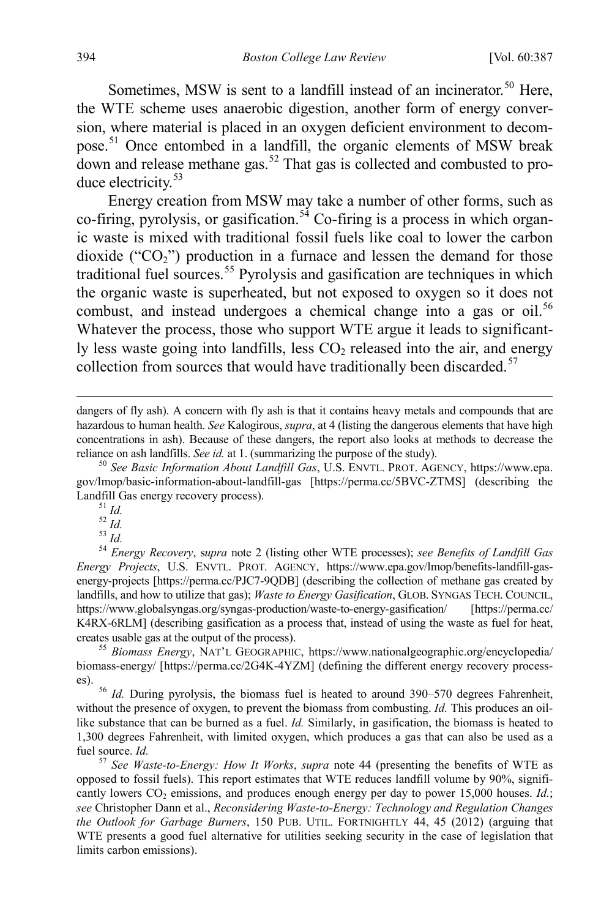Sometimes, MSW is sent to a landfill instead of an incinerator.[50] Here, the WTE scheme uses anaerobic digestion, another form of energy conversion, where material is placed in an oxygen deficient environment to decompose.[51] Once entombed in a landfill, the organic elements of MSW break down and release methane gas.[52] That gas is collected and combusted to produce electricity.[53]

Energy creation from MSW may take a number of other forms, such as co-firing, pyrolysis, or gasification.[54] Co-firing is a process in which organic waste is mixed with traditional fossil fuels like coal to lower the carbon dioxide ("$CO_2$") production in a furnace and lessen the demand for those traditional fuel sources.[55] Pyrolysis and gasification are techniques in which the organic waste is superheated, but not exposed to oxygen so it does not combust, and instead undergoes a chemical change into a gas or oil.[56] Whatever the process, those who support WTE argue it leads to significantly less waste going into landfills, less $CO_2$ released into the air, and energy collection from sources that would have traditionally been discarded.[57]

---

dangers of fly ash). A concern with fly ash is that it contains heavy metals and compounds that are hazardous to human health. *See* Kalogirous, *supra*, at 4 (listing the dangerous elements that have high concentrations in ash). Because of these dangers, the report also looks at methods to decrease the reliance on ash landfills. *See id.* at 1. (summarizing the purpose of the study).

[50] *See Basic Information About Landfill Gas*, U.S. ENVTL. PROT. AGENCY, https://www.epa.gov/lmop/basic-information-about-landfill-gas [https://perma.cc/5BVC-ZTMS] (describing the Landfill Gas energy recovery process).

[51] *Id.*

[52] *Id.*

[53] *Id.*

[54] *Energy Recovery*, s*upra* note 2 (listing other WTE processes); *see Benefits of Landfill Gas Energy Projects*, U.S. ENVTL. PROT. AGENCY, https://www.epa.gov/lmop/benefits-landfill-gas-energy-projects [https://perma.cc/PJC7-9QDB] (describing the collection of methane gas created by landfills, and how to utilize that gas); *Waste to Energy Gasification*, GLOB. SYNGAS TECH. COUNCIL, https://www.globalsyngas.org/syngas-production/waste-to-energy-gasification/ [https://perma.cc/K4RX-6RLM] (describing gasification as a process that, instead of using the waste as fuel for heat, creates usable gas at the output of the process).

[55] *Biomass Energy*, NAT'L GEOGRAPHIC, https://www.nationalgeographic.org/encyclopedia/biomass-energy/ [https://perma.cc/2G4K-4YZM] (defining the different energy recovery processes).

[56] *Id.* During pyrolysis, the biomass fuel is heated to around 390–570 degrees Fahrenheit, without the presence of oxygen, to prevent the biomass from combusting. *Id.* This produces an oil-like substance that can be burned as a fuel. *Id.* Similarly, in gasification, the biomass is heated to 1,300 degrees Fahrenheit, with limited oxygen, which produces a gas that can also be used as a fuel source. *Id.*

[57] *See Waste-to-Energy: How It Works*, *supra* note 44 (presenting the benefits of WTE as opposed to fossil fuels). This report estimates that WTE reduces landfill volume by 90%, significantly lowers $CO_2$ emissions, and produces enough energy per day to power 15,000 houses. *Id.*; *see* Christopher Dann et al., *Reconsidering Waste-to-Energy: Technology and Regulation Changes the Outlook for Garbage Burners*, 150 PUB. UTIL. FORTNIGHTLY 44, 45 (2012) (arguing that WTE presents a good fuel alternative for utilities seeking security in the case of legislation that limits carbon emissions).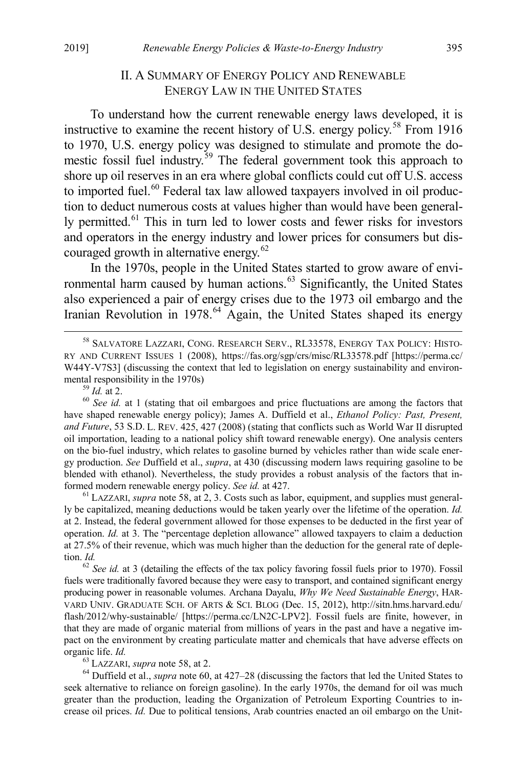## II. A Summary of Energy Policy and Renewable Energy Law in the United States

To understand how the current renewable energy laws developed, it is instructive to examine the recent history of U.S. energy policy.[58] From 1916 to 1970, U.S. energy policy was designed to stimulate and promote the domestic fossil fuel industry.[59] The federal government took this approach to shore up oil reserves in an era where global conflicts could cut off U.S. access to imported fuel.[60] Federal tax law allowed taxpayers involved in oil production to deduct numerous costs at values higher than would have been generally permitted.[61] This in turn led to lower costs and fewer risks for investors and operators in the energy industry and lower prices for consumers but discouraged growth in alternative energy.[62]

In the 1970s, people in the United States started to grow aware of environmental harm caused by human actions.[63] Significantly, the United States also experienced a pair of energy crises due to the 1973 oil embargo and the Iranian Revolution in 1978.[64] Again, the United States shaped its energy

---

[58] Salvatore Lazzari, Cong. Research Serv., RL33578, Energy Tax Policy: History and Current Issues 1 (2008), https://fas.org/sgp/crs/misc/RL33578.pdf [https://perma.cc/W44Y-V7S3] (discussing the context that led to legislation on energy sustainability and environmental responsibility in the 1970s)

[59] *Id.* at 2.

[60] *See id.* at 1 (stating that oil embargoes and price fluctuations are among the factors that have shaped renewable energy policy); James A. Duffield et al., *Ethanol Policy: Past, Present, and Future*, 53 S.D. L. Rev. 425, 427 (2008) (stating that conflicts such as World War II disrupted oil importation, leading to a national policy shift toward renewable energy). One analysis centers on the bio-fuel industry, which relates to gasoline burned by vehicles rather than wide scale energy production. *See* Duffield et al., *supra*, at 430 (discussing modern laws requiring gasoline to be blended with ethanol). Nevertheless, the study provides a robust analysis of the factors that informed modern renewable energy policy. *See id.* at 427.

[61] Lazzari, *supra* note 58, at 2, 3. Costs such as labor, equipment, and supplies must generally be capitalized, meaning deductions would be taken yearly over the lifetime of the operation. *Id.* at 2. Instead, the federal government allowed for those expenses to be deducted in the first year of operation. *Id.* at 3. The "percentage depletion allowance" allowed taxpayers to claim a deduction at 27.5% of their revenue, which was much higher than the deduction for the general rate of depletion. *Id.*

[62] *See id.* at 3 (detailing the effects of the tax policy favoring fossil fuels prior to 1970). Fossil fuels were traditionally favored because they were easy to transport, and contained significant energy producing power in reasonable volumes. Archana Dayalu, *Why We Need Sustainable Energy*, Harvard Univ. Graduate Sch. of Arts & Sci. Blog (Dec. 15, 2012), http://sitn.hms.harvard.edu/flash/2012/why-sustainable/ [https://perma.cc/LN2C-LPV2]. Fossil fuels are finite, however, in that they are made of organic material from millions of years in the past and have a negative impact on the environment by creating particulate matter and chemicals that have adverse effects on organic life. *Id.*

[63] Lazzari, *supra* note 58, at 2.

[64] Duffield et al., *supra* note 60, at 427–28 (discussing the factors that led the United States to seek alternative to reliance on foreign gasoline). In the early 1970s, the demand for oil was much greater than the production, leading the Organization of Petroleum Exporting Countries to increase oil prices. *Id.* Due to political tensions, Arab countries enacted an oil embargo on the Unit-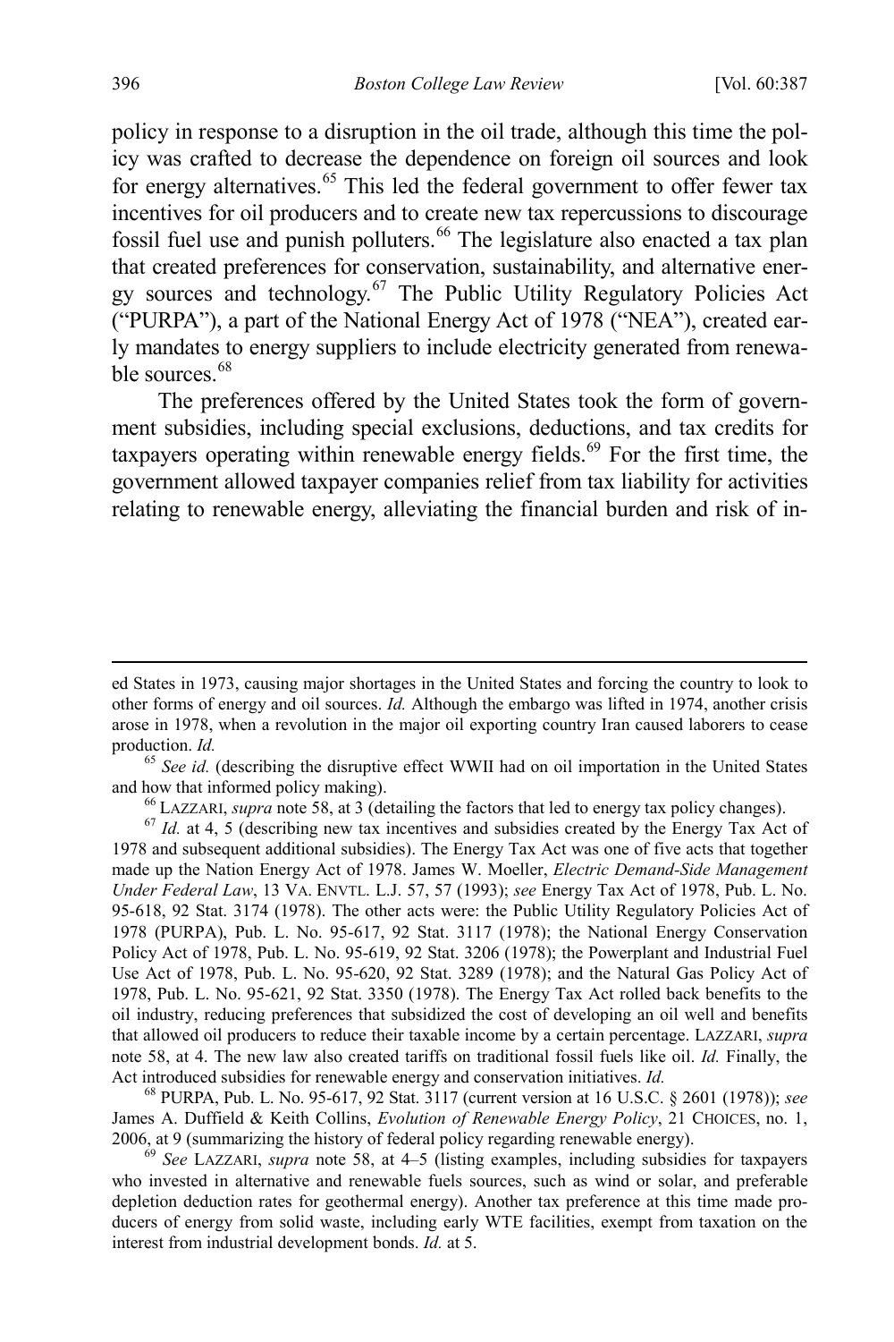policy in response to a disruption in the oil trade, although this time the policy was crafted to decrease the dependence on foreign oil sources and look for energy alternatives.[65] This led the federal government to offer fewer tax incentives for oil producers and to create new tax repercussions to discourage fossil fuel use and punish polluters.[66] The legislature also enacted a tax plan that created preferences for conservation, sustainability, and alternative energy sources and technology.[67] The Public Utility Regulatory Policies Act ("PURPA"), a part of the National Energy Act of 1978 ("NEA"), created early mandates to energy suppliers to include electricity generated from renewable sources.[68]

The preferences offered by the United States took the form of government subsidies, including special exclusions, deductions, and tax credits for taxpayers operating within renewable energy fields.[69] For the first time, the government allowed taxpayer companies relief from tax liability for activities relating to renewable energy, alleviating the financial burden and risk of in-

---

ed States in 1973, causing major shortages in the United States and forcing the country to look to other forms of energy and oil sources. *Id.* Although the embargo was lifted in 1974, another crisis arose in 1978, when a revolution in the major oil exporting country Iran caused laborers to cease production. *Id.*

[65] *See id.* (describing the disruptive effect WWII had on oil importation in the United States and how that informed policy making).

[66] LAZZARI, *supra* note 58, at 3 (detailing the factors that led to energy tax policy changes).

[67] *Id.* at 4, 5 (describing new tax incentives and subsidies created by the Energy Tax Act of 1978 and subsequent additional subsidies). The Energy Tax Act was one of five acts that together made up the Nation Energy Act of 1978. James W. Moeller, *Electric Demand-Side Management Under Federal Law*, 13 VA. ENVTL. L.J. 57, 57 (1993); *see* Energy Tax Act of 1978, Pub. L. No. 95-618, 92 Stat. 3174 (1978). The other acts were: the Public Utility Regulatory Policies Act of 1978 (PURPA), Pub. L. No. 95-617, 92 Stat. 3117 (1978); the National Energy Conservation Policy Act of 1978, Pub. L. No. 95-619, 92 Stat. 3206 (1978); the Powerplant and Industrial Fuel Use Act of 1978, Pub. L. No. 95-620, 92 Stat. 3289 (1978); and the Natural Gas Policy Act of 1978, Pub. L. No. 95-621, 92 Stat. 3350 (1978). The Energy Tax Act rolled back benefits to the oil industry, reducing preferences that subsidized the cost of developing an oil well and benefits that allowed oil producers to reduce their taxable income by a certain percentage. LAZZARI, *supra* note 58, at 4. The new law also created tariffs on traditional fossil fuels like oil. *Id.* Finally, the Act introduced subsidies for renewable energy and conservation initiatives. *Id.*

[68] PURPA, Pub. L. No. 95-617, 92 Stat. 3117 (current version at 16 U.S.C. § 2601 (1978)); *see* James A. Duffield & Keith Collins, *Evolution of Renewable Energy Policy*, 21 CHOICES, no. 1, 2006, at 9 (summarizing the history of federal policy regarding renewable energy).

[69] *See* LAZZARI, *supra* note 58, at 4–5 (listing examples, including subsidies for taxpayers who invested in alternative and renewable fuels sources, such as wind or solar, and preferable depletion deduction rates for geothermal energy). Another tax preference at this time made producers of energy from solid waste, including early WTE facilities, exempt from taxation on the interest from industrial development bonds. *Id.* at 5.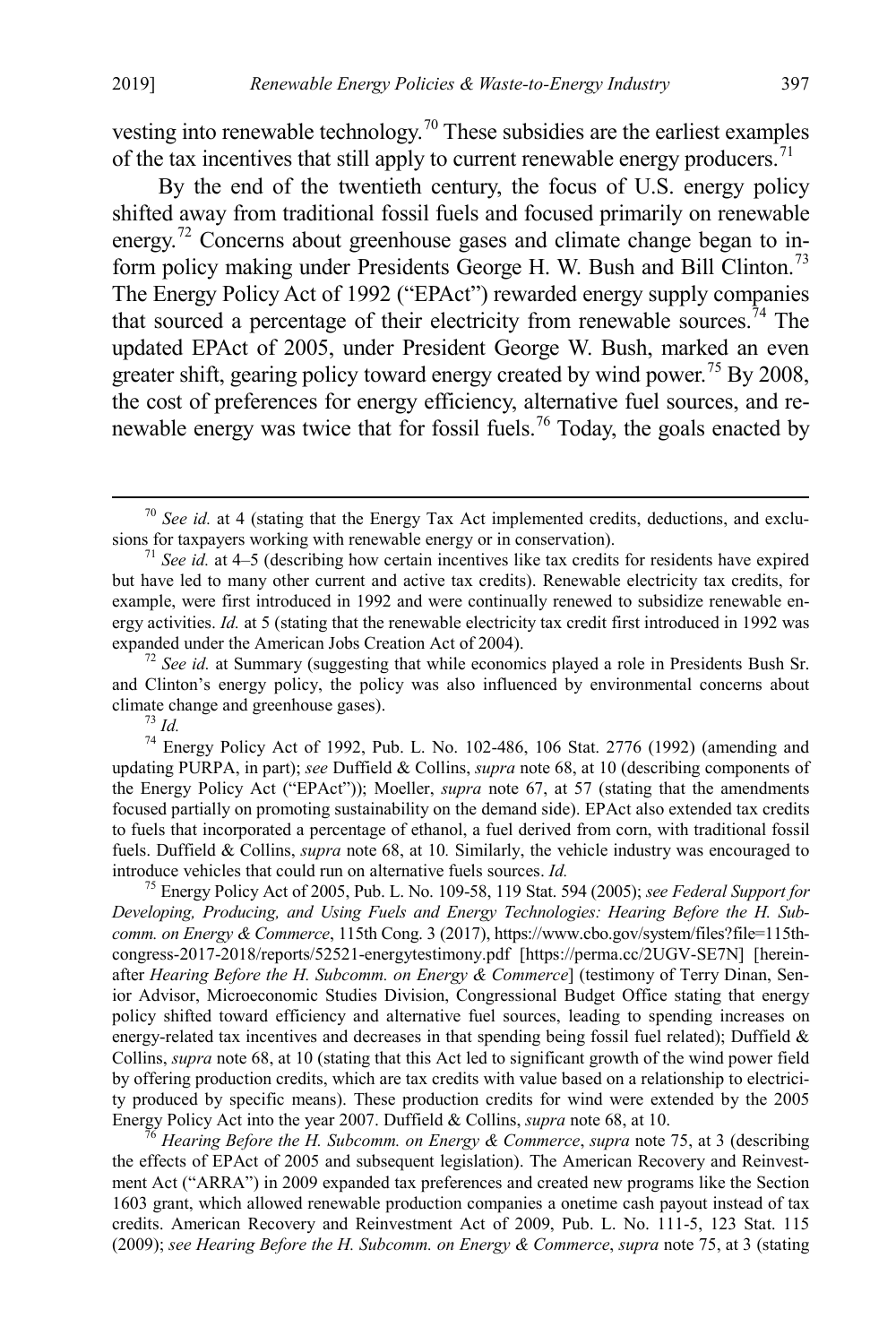vesting into renewable technology.[70] These subsidies are the earliest examples of the tax incentives that still apply to current renewable energy producers.[71]

By the end of the twentieth century, the focus of U.S. energy policy shifted away from traditional fossil fuels and focused primarily on renewable energy.[72] Concerns about greenhouse gases and climate change began to inform policy making under Presidents George H. W. Bush and Bill Clinton.[73] The Energy Policy Act of 1992 ("EPAct") rewarded energy supply companies that sourced a percentage of their electricity from renewable sources.[74] The updated EPAct of 2005, under President George W. Bush, marked an even greater shift, gearing policy toward energy created by wind power.[75] By 2008, the cost of preferences for energy efficiency, alternative fuel sources, and renewable energy was twice that for fossil fuels.[76] Today, the goals enacted by

---

[70] *See id.* at 4 (stating that the Energy Tax Act implemented credits, deductions, and exclusions for taxpayers working with renewable energy or in conservation).

[71] *See id.* at 4–5 (describing how certain incentives like tax credits for residents have expired but have led to many other current and active tax credits). Renewable electricity tax credits, for example, were first introduced in 1992 and were continually renewed to subsidize renewable energy activities. *Id.* at 5 (stating that the renewable electricity tax credit first introduced in 1992 was expanded under the American Jobs Creation Act of 2004).

[72] *See id.* at Summary (suggesting that while economics played a role in Presidents Bush Sr. and Clinton's energy policy, the policy was also influenced by environmental concerns about climate change and greenhouse gases).

[73] *Id.*

[74] Energy Policy Act of 1992, Pub. L. No. 102-486, 106 Stat. 2776 (1992) (amending and updating PURPA, in part); *see* Duffield & Collins, *supra* note 68, at 10 (describing components of the Energy Policy Act ("EPAct")); Moeller, *supra* note 67, at 57 (stating that the amendments focused partially on promoting sustainability on the demand side). EPAct also extended tax credits to fuels that incorporated a percentage of ethanol, a fuel derived from corn, with traditional fossil fuels. Duffield & Collins, *supra* note 68, at 10*.* Similarly, the vehicle industry was encouraged to introduce vehicles that could run on alternative fuels sources. *Id.*

[75] Energy Policy Act of 2005, Pub. L. No. 109-58, 119 Stat. 594 (2005); *see Federal Support for Developing, Producing, and Using Fuels and Energy Technologies: Hearing Before the H. Subcomm. on Energy & Commerce*, 115th Cong. 3 (2017), https://www.cbo.gov/system/files?file=115th-congress-2017-2018/reports/52521-energytestimony.pdf [https://perma.cc/2UGV-SE7N] [hereinafter *Hearing Before the H. Subcomm. on Energy & Commerce*] (testimony of Terry Dinan, Senior Advisor, Microeconomic Studies Division, Congressional Budget Office stating that energy policy shifted toward efficiency and alternative fuel sources, leading to spending increases on energy-related tax incentives and decreases in that spending being fossil fuel related); Duffield & Collins, *supra* note 68, at 10 (stating that this Act led to significant growth of the wind power field by offering production credits, which are tax credits with value based on a relationship to electricity produced by specific means). These production credits for wind were extended by the 2005 Energy Policy Act into the year 2007. Duffield & Collins, *supra* note 68, at 10.

[76] *Hearing Before the H. Subcomm. on Energy & Commerce*, *supra* note 75, at 3 (describing the effects of EPAct of 2005 and subsequent legislation). The American Recovery and Reinvestment Act ("ARRA") in 2009 expanded tax preferences and created new programs like the Section 1603 grant, which allowed renewable production companies a onetime cash payout instead of tax credits. American Recovery and Reinvestment Act of 2009, Pub. L. No. 111-5, 123 Stat. 115 (2009); *see Hearing Before the H. Subcomm. on Energy & Commerce*, *supra* note 75, at 3 (stating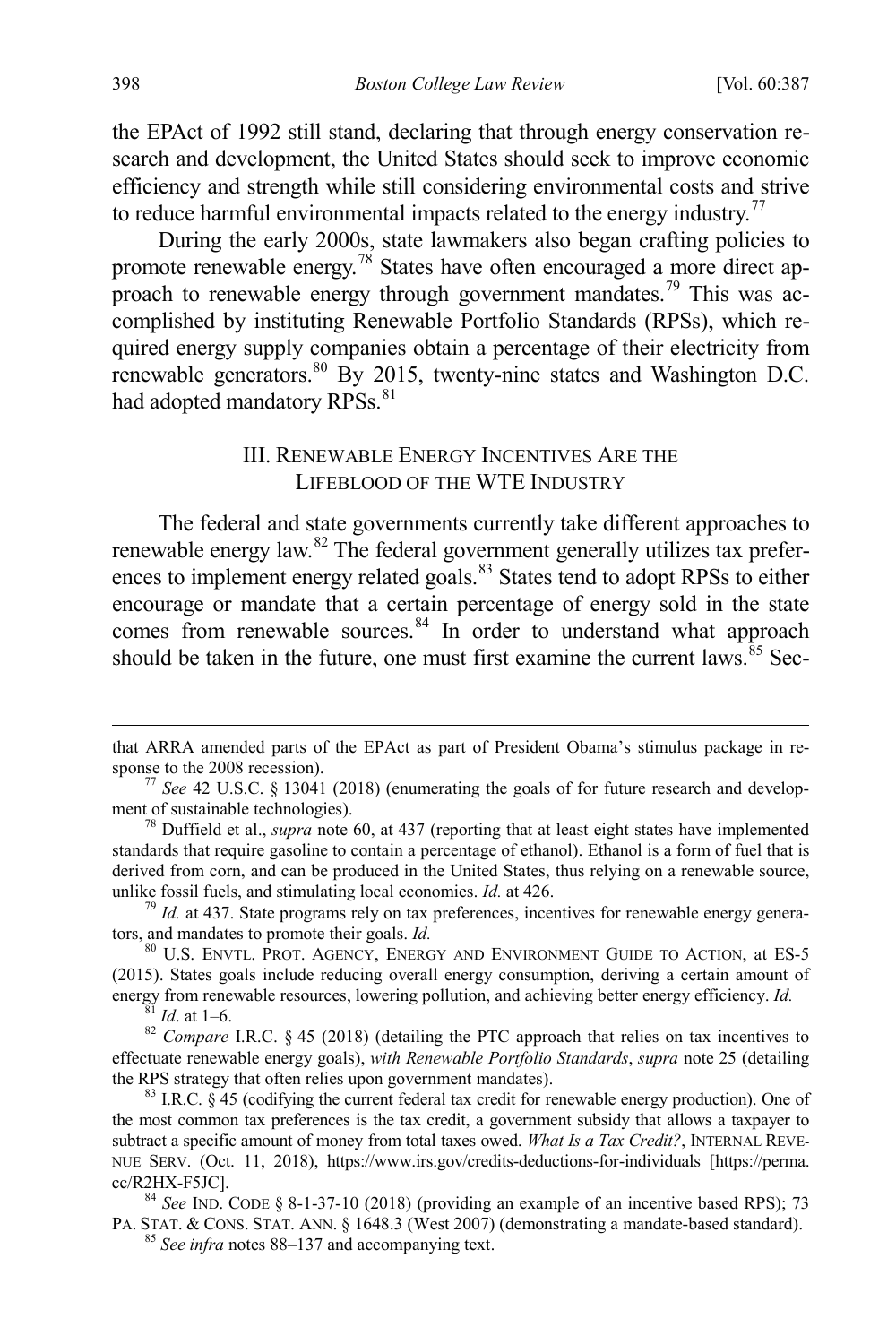the EPAct of 1992 still stand, declaring that through energy conservation research and development, the United States should seek to improve economic efficiency and strength while still considering environmental costs and strive to reduce harmful environmental impacts related to the energy industry.[77]

During the early 2000s, state lawmakers also began crafting policies to promote renewable energy.[78] States have often encouraged a more direct approach to renewable energy through government mandates.[79] This was accomplished by instituting Renewable Portfolio Standards (RPSs), which required energy supply companies obtain a percentage of their electricity from renewable generators.[80] By 2015, twenty-nine states and Washington D.C. had adopted mandatory RPSs.[81]

## III. Renewable Energy Incentives Are the Lifeblood of the WTE Industry

The federal and state governments currently take different approaches to renewable energy law.[82] The federal government generally utilizes tax preferences to implement energy related goals.[83] States tend to adopt RPSs to either encourage or mandate that a certain percentage of energy sold in the state comes from renewable sources.[84] In order to understand what approach should be taken in the future, one must first examine the current laws.[85] Sec-

---

that ARRA amended parts of the EPAct as part of President Obama's stimulus package in response to the 2008 recession).

[77] *See* 42 U.S.C. § 13041 (2018) (enumerating the goals of for future research and development of sustainable technologies).

[78] Duffield et al., *supra* note 60, at 437 (reporting that at least eight states have implemented standards that require gasoline to contain a percentage of ethanol). Ethanol is a form of fuel that is derived from corn, and can be produced in the United States, thus relying on a renewable source, unlike fossil fuels, and stimulating local economies. *Id.* at 426.

[79] *Id.* at 437. State programs rely on tax preferences, incentives for renewable energy generators, and mandates to promote their goals. *Id.*

[80] U.S. Envtl. Prot. Agency, Energy and Environment Guide to Action, at ES-5 (2015). States goals include reducing overall energy consumption, deriving a certain amount of energy from renewable resources, lowering pollution, and achieving better energy efficiency. *Id.*

[81] *Id*. at 1–6.

[82] *Compare* I.R.C. § 45 (2018) (detailing the PTC approach that relies on tax incentives to effectuate renewable energy goals), *with Renewable Portfolio Standards*, *supra* note 25 (detailing the RPS strategy that often relies upon government mandates).

[83] I.R.C. § 45 (codifying the current federal tax credit for renewable energy production). One of the most common tax preferences is the tax credit, a government subsidy that allows a taxpayer to subtract a specific amount of money from total taxes owed. *What Is a Tax Credit?*, Internal Revenue Serv. (Oct. 11, 2018), https://www.irs.gov/credits-deductions-for-individuals [https://perma.cc/R2HX-F5JC].

[84] *See* Ind. Code § 8-1-37-10 (2018) (providing an example of an incentive based RPS); 73 Pa. Stat. & Cons. Stat. Ann. § 1648.3 (West 2007) (demonstrating a mandate-based standard).

[85] *See infra* notes 88–137 and accompanying text.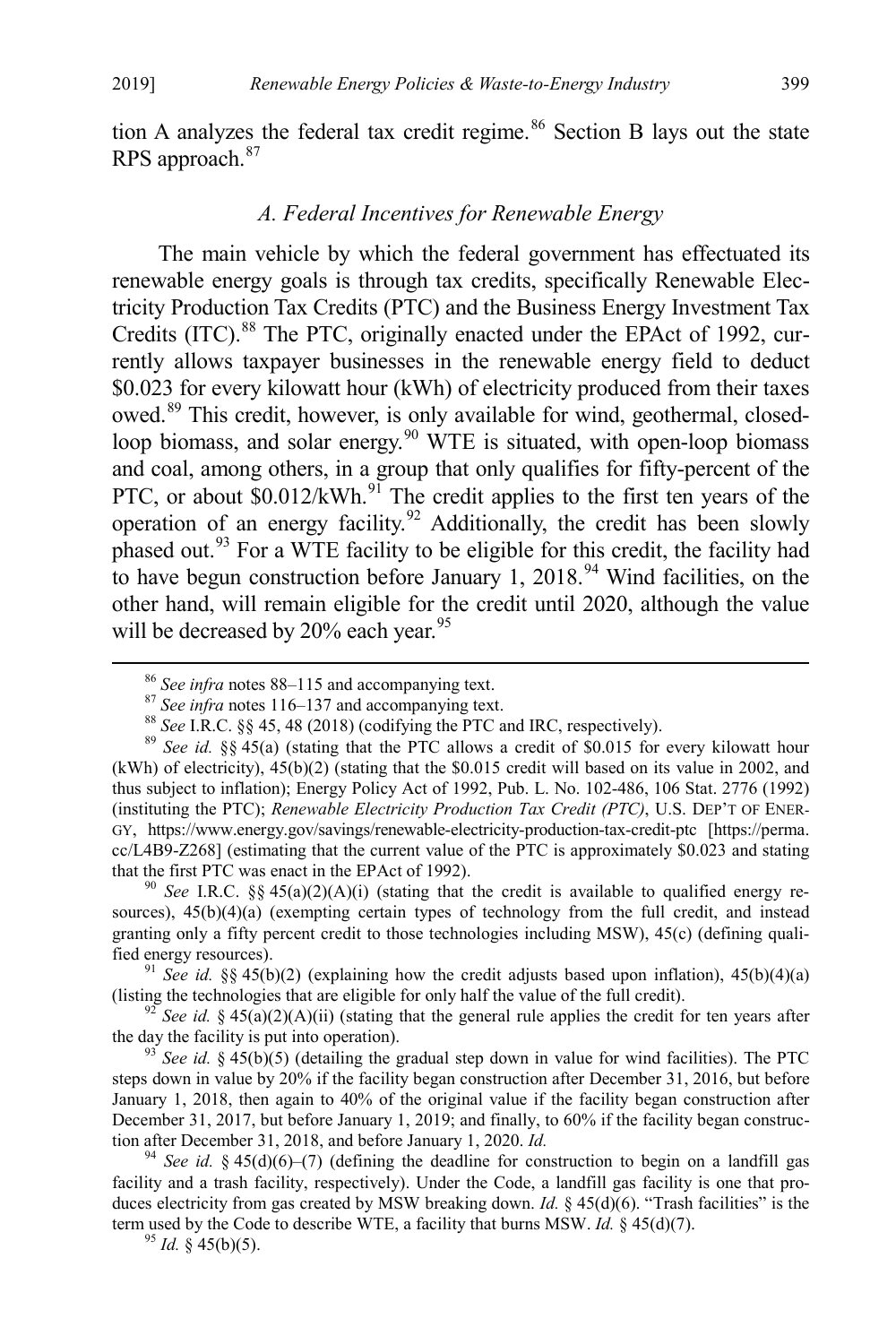tion A analyzes the federal tax credit regime.[86] Section B lays out the state RPS approach.[87]

### *A. Federal Incentives for Renewable Energy*

The main vehicle by which the federal government has effectuated its renewable energy goals is through tax credits, specifically Renewable Electricity Production Tax Credits (PTC) and the Business Energy Investment Tax Credits (ITC).[88] The PTC, originally enacted under the EPAct of 1992, currently allows taxpayer businesses in the renewable energy field to deduct $0.023 for every kilowatt hour (kWh) of electricity produced from their taxes owed.[89] This credit, however, is only available for wind, geothermal, closed-loop biomass, and solar energy.[90] WTE is situated, with open-loop biomass and coal, among others, in a group that only qualifies for fifty-percent of the PTC, or about $0.012/kWh.[91] The credit applies to the first ten years of the operation of an energy facility.[92] Additionally, the credit has been slowly phased out.[93] For a WTE facility to be eligible for this credit, the facility had to have begun construction before January 1, 2018.[94] Wind facilities, on the other hand, will remain eligible for the credit until 2020, although the value will be decreased by 20% each year.[95]

---

[86] *See infra* notes 88–115 and accompanying text.

[87] *See infra* notes 116–137 and accompanying text.

[88] *See* I.R.C. §§ 45, 48 (2018) (codifying the PTC and IRC, respectively).

[89] *See id.* §§ 45(a) (stating that the PTC allows a credit of $0.015 for every kilowatt hour (kWh) of electricity), 45(b)(2) (stating that the $0.015 credit will based on its value in 2002, and thus subject to inflation); Energy Policy Act of 1992, Pub. L. No. 102-486, 106 Stat. 2776 (1992) (instituting the PTC); *Renewable Electricity Production Tax Credit (PTC)*, U.S. DEP'T OF ENERGY, https://www.energy.gov/savings/renewable-electricity-production-tax-credit-ptc [https://perma.cc/L4B9-Z268] (estimating that the current value of the PTC is approximately $0.023 and stating that the first PTC was enact in the EPAct of 1992).

[90] *See* I.R.C. §§ 45(a)(2)(A)(i) (stating that the credit is available to qualified energy resources), 45(b)(4)(a) (exempting certain types of technology from the full credit, and instead granting only a fifty percent credit to those technologies including MSW), 45(c) (defining qualified energy resources).

[91] *See id.* §§ 45(b)(2) (explaining how the credit adjusts based upon inflation), 45(b)(4)(a) (listing the technologies that are eligible for only half the value of the full credit).

[92] *See id.* § 45(a)(2)(A)(ii) (stating that the general rule applies the credit for ten years after the day the facility is put into operation).

[93] *See id.* § 45(b)(5) (detailing the gradual step down in value for wind facilities). The PTC steps down in value by 20% if the facility began construction after December 31, 2016, but before January 1, 2018, then again to 40% of the original value if the facility began construction after December 31, 2017, but before January 1, 2019; and finally, to 60% if the facility began construction after December 31, 2018, and before January 1, 2020. *Id.*

[94] *See id.* § 45(d)(6)–(7) (defining the deadline for construction to begin on a landfill gas facility and a trash facility, respectively). Under the Code, a landfill gas facility is one that produces electricity from gas created by MSW breaking down. *Id.* § 45(d)(6). "Trash facilities" is the term used by the Code to describe WTE, a facility that burns MSW. *Id.* § 45(d)(7).

[95] *Id.* § 45(b)(5).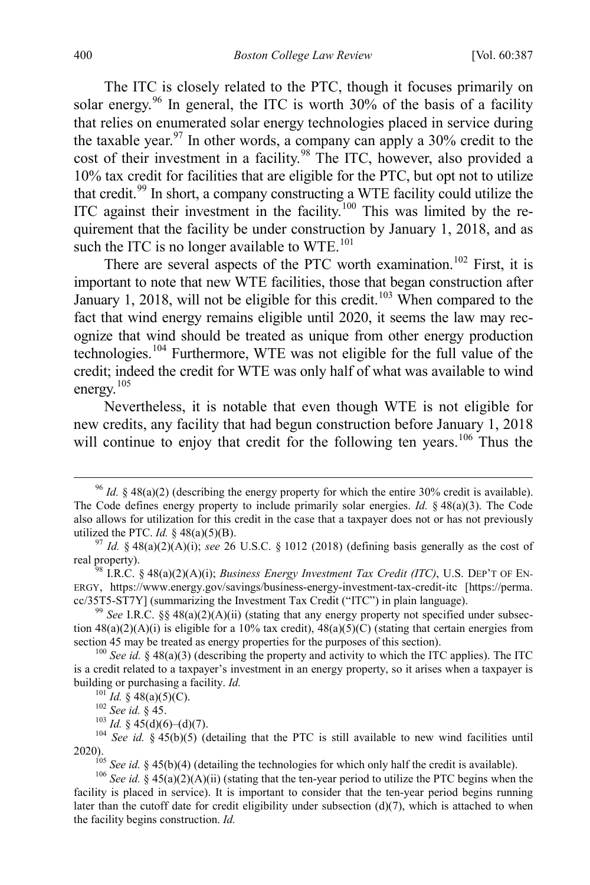The ITC is closely related to the PTC, though it focuses primarily on solar energy.[96] In general, the ITC is worth 30% of the basis of a facility that relies on enumerated solar energy technologies placed in service during the taxable year.[97] In other words, a company can apply a 30% credit to the cost of their investment in a facility.[98] The ITC, however, also provided a 10% tax credit for facilities that are eligible for the PTC, but opt not to utilize that credit.[99] In short, a company constructing a WTE facility could utilize the ITC against their investment in the facility.[100] This was limited by the requirement that the facility be under construction by January 1, 2018, and as such the ITC is no longer available to WTE.[101]

There are several aspects of the PTC worth examination.[102] First, it is important to note that new WTE facilities, those that began construction after January 1, 2018, will not be eligible for this credit.[103] When compared to the fact that wind energy remains eligible until 2020, it seems the law may recognize that wind should be treated as unique from other energy production technologies.[104] Furthermore, WTE was not eligible for the full value of the credit; indeed the credit for WTE was only half of what was available to wind energy.[105]

Nevertheless, it is notable that even though WTE is not eligible for new credits, any facility that had begun construction before January 1, 2018 will continue to enjoy that credit for the following ten years.[106] Thus the

---

[96] *Id.* § 48(a)(2) (describing the energy property for which the entire 30% credit is available). The Code defines energy property to include primarily solar energies. *Id.* § 48(a)(3). The Code also allows for utilization for this credit in the case that a taxpayer does not or has not previously utilized the PTC. *Id.* § 48(a)(5)(B).

[97] *Id.* § 48(a)(2)(A)(i); *see* 26 U.S.C. § 1012 (2018) (defining basis generally as the cost of real property).

[98] I.R.C. § 48(a)(2)(A)(i); *Business Energy Investment Tax Credit (ITC)*, U.S. DEP'T OF ENERGY, https://www.energy.gov/savings/business-energy-investment-tax-credit-itc [https://perma.cc/35T5-ST7Y] (summarizing the Investment Tax Credit ("ITC") in plain language).

[99] *See* I.R.C. §§ 48(a)(2)(A)(ii) (stating that any energy property not specified under subsection 48(a)(2)(A)(i) is eligible for a 10% tax credit), 48(a)(5)(C) (stating that certain energies from section 45 may be treated as energy properties for the purposes of this section).

[100] *See id.* § 48(a)(3) (describing the property and activity to which the ITC applies). The ITC is a credit related to a taxpayer's investment in an energy property, so it arises when a taxpayer is building or purchasing a facility. *Id.*

[101] *Id.* § 48(a)(5)(C).

[102] *See id.* § 45.

[103] *Id.* § 45(d)(6)–(d)(7).

[104] *See id.* § 45(b)(5) (detailing that the PTC is still available to new wind facilities until 2020).

[105] *See id.* § 45(b)(4) (detailing the technologies for which only half the credit is available).

[106] *See id.* § 45(a)(2)(A)(ii) (stating that the ten-year period to utilize the PTC begins when the facility is placed in service). It is important to consider that the ten-year period begins running later than the cutoff date for credit eligibility under subsection (d)(7), which is attached to when the facility begins construction. *Id.*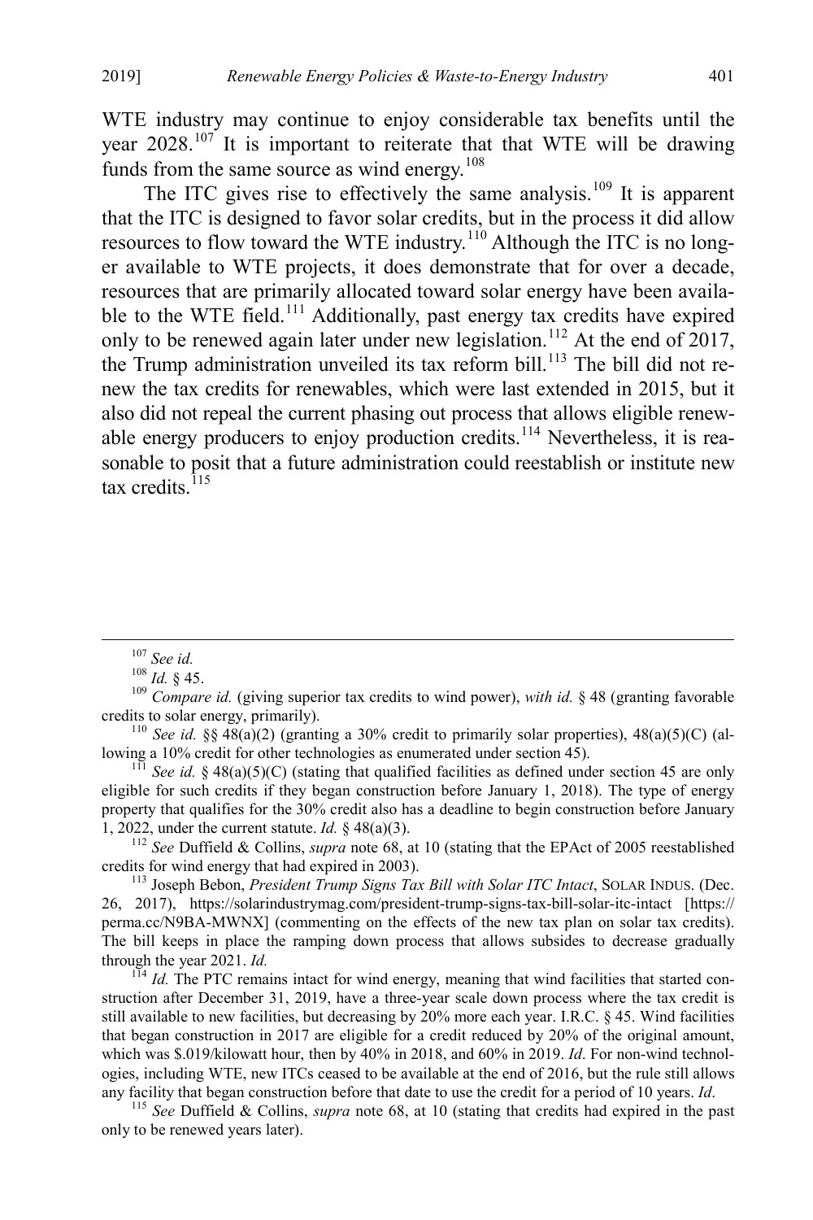WTE industry may continue to enjoy considerable tax benefits until the year 2028.[107] It is important to reiterate that that WTE will be drawing funds from the same source as wind energy.[108]

The ITC gives rise to effectively the same analysis.[109] It is apparent that the ITC is designed to favor solar credits, but in the process it did allow resources to flow toward the WTE industry.[110] Although the ITC is no longer available to WTE projects, it does demonstrate that for over a decade, resources that are primarily allocated toward solar energy have been available to the WTE field.[111] Additionally, past energy tax credits have expired only to be renewed again later under new legislation.[112] At the end of 2017, the Trump administration unveiled its tax reform bill.[113] The bill did not renew the tax credits for renewables, which were last extended in 2015, but it also did not repeal the current phasing out process that allows eligible renewable energy producers to enjoy production credits.[114] Nevertheless, it is reasonable to posit that a future administration could reestablish or institute new tax credits.[115]

---

[107] *See id.*

[108] *Id.* § 45.

[109] *Compare id.* (giving superior tax credits to wind power), *with id.* § 48 (granting favorable credits to solar energy, primarily).

[110] *See id.* §§ 48(a)(2) (granting a 30% credit to primarily solar properties), 48(a)(5)(C) (allowing a 10% credit for other technologies as enumerated under section 45).

[111] *See id.* § 48(a)(5)(C) (stating that qualified facilities as defined under section 45 are only eligible for such credits if they began construction before January 1, 2018). The type of energy property that qualifies for the 30% credit also has a deadline to begin construction before January 1, 2022, under the current statute. *Id.* § 48(a)(3).

[112] *See* Duffield & Collins, *supra* note 68, at 10 (stating that the EPAct of 2005 reestablished credits for wind energy that had expired in 2003).

[113] Joseph Bebon, *President Trump Signs Tax Bill with Solar ITC Intact*, SOLAR INDUS. (Dec. 26, 2017), https://solarindustrymag.com/president-trump-signs-tax-bill-solar-itc-intact [https://perma.cc/N9BA-MWNX] (commenting on the effects of the new tax plan on solar tax credits). The bill keeps in place the ramping down process that allows subsides to decrease gradually through the year 2021. *Id.*

[114] *Id.* The PTC remains intact for wind energy, meaning that wind facilities that started construction after December 31, 2019, have a three-year scale down process where the tax credit is still available to new facilities, but decreasing by 20% more each year. I.R.C. § 45. Wind facilities that began construction in 2017 are eligible for a credit reduced by 20% of the original amount, which was $.019/kilowatt hour, then by 40% in 2018, and 60% in 2019. *Id*. For non-wind technologies, including WTE, new ITCs ceased to be available at the end of 2016, but the rule still allows any facility that began construction before that date to use the credit for a period of 10 years. *Id*.

[115] *See* Duffield & Collins, *supra* note 68, at 10 (stating that credits had expired in the past only to be renewed years later).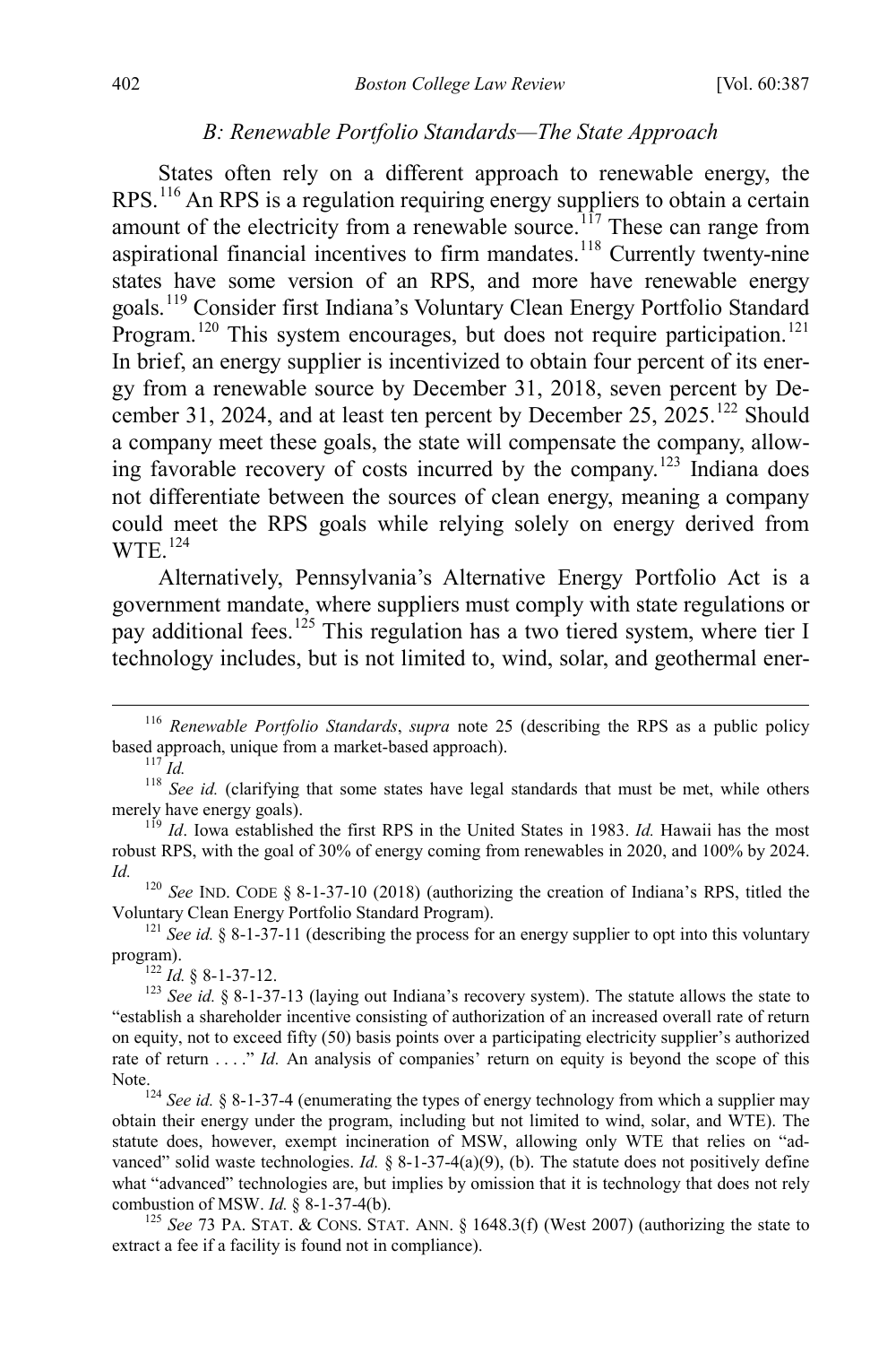### B: Renewable Portfolio Standards—The State Approach

States often rely on a different approach to renewable energy, the RPS.[116] An RPS is a regulation requiring energy suppliers to obtain a certain amount of the electricity from a renewable source.[117] These can range from aspirational financial incentives to firm mandates.[118] Currently twenty-nine states have some version of an RPS, and more have renewable energy goals.[119] Consider first Indiana's Voluntary Clean Energy Portfolio Standard Program.[120] This system encourages, but does not require participation.[121] In brief, an energy supplier is incentivized to obtain four percent of its energy from a renewable source by December 31, 2018, seven percent by December 31, 2024, and at least ten percent by December 25, 2025.[122] Should a company meet these goals, the state will compensate the company, allowing favorable recovery of costs incurred by the company.[123] Indiana does not differentiate between the sources of clean energy, meaning a company could meet the RPS goals while relying solely on energy derived from WTE.[124]

Alternatively, Pennsylvania's Alternative Energy Portfolio Act is a government mandate, where suppliers must comply with state regulations or pay additional fees.[125] This regulation has a two tiered system, where tier I technology includes, but is not limited to, wind, solar, and geothermal ener-

---

[116] *Renewable Portfolio Standards*, *supra* note 25 (describing the RPS as a public policy based approach, unique from a market-based approach).

[117] *Id.*

[118] *See id.* (clarifying that some states have legal standards that must be met, while others merely have energy goals).

[119] *Id*. Iowa established the first RPS in the United States in 1983. *Id.* Hawaii has the most robust RPS, with the goal of 30% of energy coming from renewables in 2020, and 100% by 2024. *Id.*

[120] *See* IND. CODE § 8-1-37-10 (2018) (authorizing the creation of Indiana's RPS, titled the Voluntary Clean Energy Portfolio Standard Program).

[121] *See id.* § 8-1-37-11 (describing the process for an energy supplier to opt into this voluntary program).

[122] *Id.* § 8-1-37-12.

[123] *See id.* § 8-1-37-13 (laying out Indiana's recovery system). The statute allows the state to "establish a shareholder incentive consisting of authorization of an increased overall rate of return on equity, not to exceed fifty (50) basis points over a participating electricity supplier's authorized rate of return . . . ." *Id.* An analysis of companies' return on equity is beyond the scope of this Note.

[124] *See id.* § 8-1-37-4 (enumerating the types of energy technology from which a supplier may obtain their energy under the program, including but not limited to wind, solar, and WTE). The statute does, however, exempt incineration of MSW, allowing only WTE that relies on "advanced" solid waste technologies. *Id.* § 8-1-37-4(a)(9), (b). The statute does not positively define what "advanced" technologies are, but implies by omission that it is technology that does not rely combustion of MSW. *Id.* § 8-1-37-4(b).

[125] *See* 73 PA. STAT. & CONS. STAT. ANN. § 1648.3(f) (West 2007) (authorizing the state to extract a fee if a facility is found not in compliance).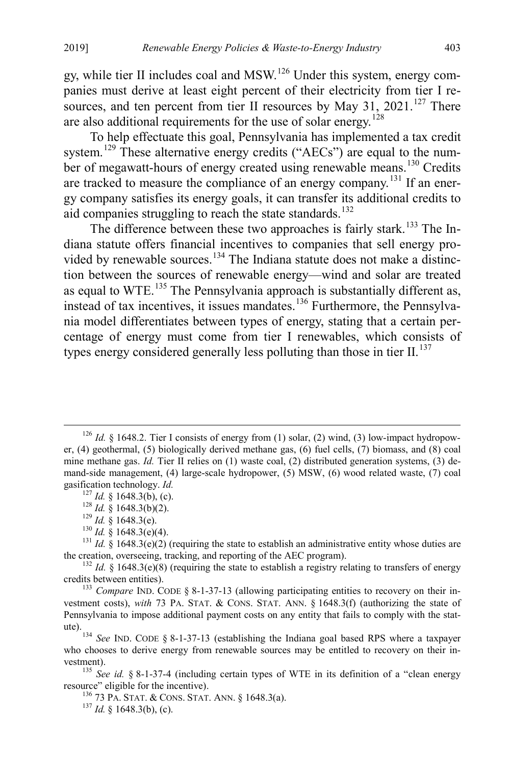gy, while tier II includes coal and MSW.[126] Under this system, energy companies must derive at least eight percent of their electricity from tier I resources, and ten percent from tier II resources by May 31, 2021.[127] There are also additional requirements for the use of solar energy.[128]

To help effectuate this goal, Pennsylvania has implemented a tax credit system.[129] These alternative energy credits ("AECs") are equal to the number of megawatt-hours of energy created using renewable means.[130] Credits are tracked to measure the compliance of an energy company.[131] If an energy company satisfies its energy goals, it can transfer its additional credits to aid companies struggling to reach the state standards.[132]

The difference between these two approaches is fairly stark.[133] The Indiana statute offers financial incentives to companies that sell energy provided by renewable sources.[134] The Indiana statute does not make a distinction between the sources of renewable energy—wind and solar are treated as equal to WTE.[135] The Pennsylvania approach is substantially different as, instead of tax incentives, it issues mandates.[136] Furthermore, the Pennsylvania model differentiates between types of energy, stating that a certain percentage of energy must come from tier I renewables, which consists of types energy considered generally less polluting than those in tier II.[137]

---

[126] *Id.* § 1648.2. Tier I consists of energy from (1) solar, (2) wind, (3) low-impact hydropower, (4) geothermal, (5) biologically derived methane gas, (6) fuel cells, (7) biomass, and (8) coal mine methane gas. *Id.* Tier II relies on (1) waste coal, (2) distributed generation systems, (3) demand-side management, (4) large-scale hydropower, (5) MSW, (6) wood related waste, (7) coal gasification technology. *Id.*

[127] *Id.* § 1648.3(b), (c).

[128] *Id.* § 1648.3(b)(2).

[129] *Id.* § 1648.3(e).

[130] *Id.* § 1648.3(e)(4).

[131] *Id.* § 1648.3(e)(2) (requiring the state to establish an administrative entity whose duties are the creation, overseeing, tracking, and reporting of the AEC program).

[132] *Id.* § 1648.3(e)(8) (requiring the state to establish a registry relating to transfers of energy credits between entities).

[133] *Compare* IND. CODE § 8-1-37-13 (allowing participating entities to recovery on their investment costs), *with* 73 PA. STAT. & CONS. STAT. ANN. § 1648.3(f) (authorizing the state of Pennsylvania to impose additional payment costs on any entity that fails to comply with the statute).

[134] *See* IND. CODE § 8-1-37-13 (establishing the Indiana goal based RPS where a taxpayer who chooses to derive energy from renewable sources may be entitled to recovery on their investment).

[135] *See id.* § 8-1-37-4 (including certain types of WTE in its definition of a "clean energy resource" eligible for the incentive).

[136] 73 PA. STAT. & CONS. STAT. ANN. § 1648.3(a).

[137] *Id.* § 1648.3(b), (c).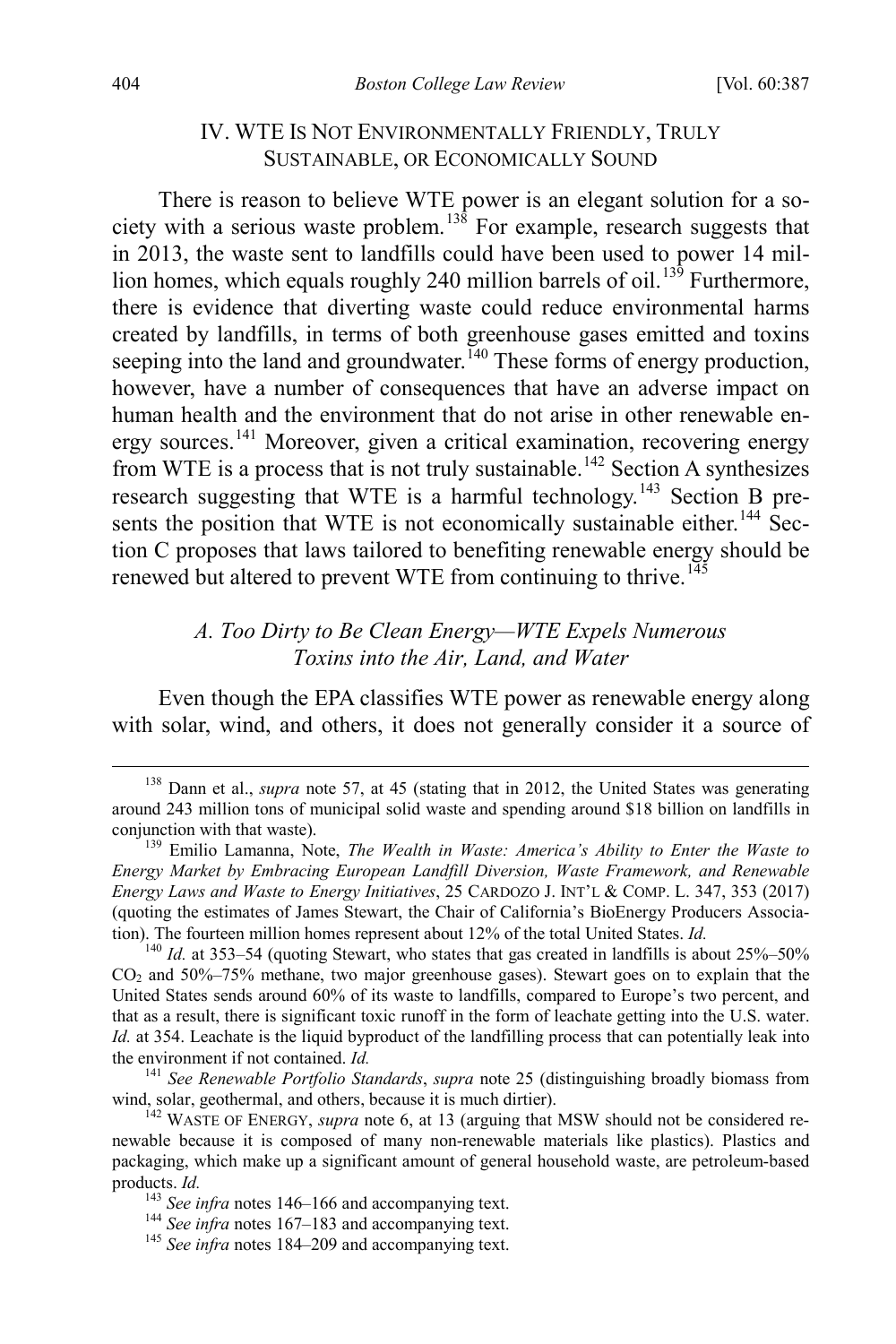## IV. WTE IS NOT ENVIRONMENTALLY FRIENDLY, TRULY SUSTAINABLE, OR ECONOMICALLY SOUND

There is reason to believe WTE power is an elegant solution for a society with a serious waste problem.[138] For example, research suggests that in 2013, the waste sent to landfills could have been used to power 14 million homes, which equals roughly 240 million barrels of oil.[139] Furthermore, there is evidence that diverting waste could reduce environmental harms created by landfills, in terms of both greenhouse gases emitted and toxins seeping into the land and groundwater.[140] These forms of energy production, however, have a number of consequences that have an adverse impact on human health and the environment that do not arise in other renewable energy sources.[141] Moreover, given a critical examination, recovering energy from WTE is a process that is not truly sustainable.[142] Section A synthesizes research suggesting that WTE is a harmful technology.[143] Section B presents the position that WTE is not economically sustainable either.[144] Section C proposes that laws tailored to benefiting renewable energy should be renewed but altered to prevent WTE from continuing to thrive.[145]

### *A. Too Dirty to Be Clean Energy—WTE Expels Numerous Toxins into the Air, Land, and Water*

Even though the EPA classifies WTE power as renewable energy along with solar, wind, and others, it does not generally consider it a source of

---

[138] Dann et al., *supra* note 57, at 45 (stating that in 2012, the United States was generating around 243 million tons of municipal solid waste and spending around $18 billion on landfills in conjunction with that waste).

[139] Emilio Lamanna, Note, *The Wealth in Waste: America's Ability to Enter the Waste to Energy Market by Embracing European Landfill Diversion, Waste Framework, and Renewable Energy Laws and Waste to Energy Initiatives*, 25 CARDOZO J. INT'L & COMP. L. 347, 353 (2017) (quoting the estimates of James Stewart, the Chair of California's BioEnergy Producers Association). The fourteen million homes represent about 12% of the total United States. *Id.*

[140] *Id.* at 353–54 (quoting Stewart, who states that gas created in landfills is about 25%–50% $CO_2$ and 50%–75% methane, two major greenhouse gases). Stewart goes on to explain that the United States sends around 60% of its waste to landfills, compared to Europe's two percent, and that as a result, there is significant toxic runoff in the form of leachate getting into the U.S. water. *Id.* at 354. Leachate is the liquid byproduct of the landfilling process that can potentially leak into the environment if not contained. *Id.*

[141] *See Renewable Portfolio Standards*, *supra* note 25 (distinguishing broadly biomass from wind, solar, geothermal, and others, because it is much dirtier).

[142] WASTE OF ENERGY, *supra* note 6, at 13 (arguing that MSW should not be considered renewable because it is composed of many non-renewable materials like plastics). Plastics and packaging, which make up a significant amount of general household waste, are petroleum-based products. *Id.*

[143] *See infra* notes 146–166 and accompanying text.

[144] *See infra* notes 167–183 and accompanying text.

[145] *See infra* notes 184–209 and accompanying text.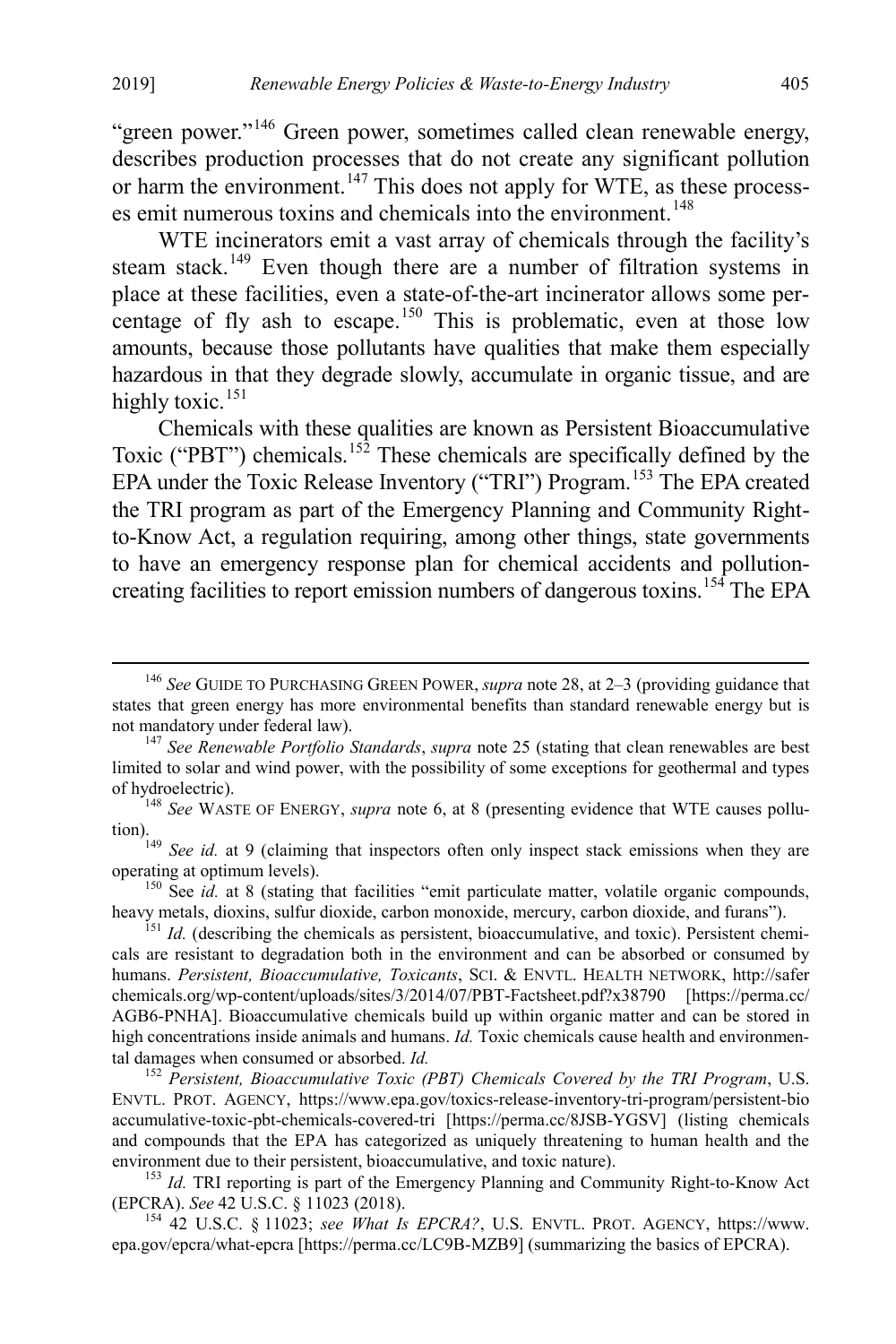"green power."[146] Green power, sometimes called clean renewable energy, describes production processes that do not create any significant pollution or harm the environment.[147] This does not apply for WTE, as these processes emit numerous toxins and chemicals into the environment.[148]

WTE incinerators emit a vast array of chemicals through the facility's steam stack.[149] Even though there are a number of filtration systems in place at these facilities, even a state-of-the-art incinerator allows some percentage of fly ash to escape.[150] This is problematic, even at those low amounts, because those pollutants have qualities that make them especially hazardous in that they degrade slowly, accumulate in organic tissue, and are highly toxic.[151]

Chemicals with these qualities are known as Persistent Bioaccumulative Toxic ("PBT") chemicals.[152] These chemicals are specifically defined by the EPA under the Toxic Release Inventory ("TRI") Program.[153] The EPA created the TRI program as part of the Emergency Planning and Community Right-to-Know Act, a regulation requiring, among other things, state governments to have an emergency response plan for chemical accidents and pollution-creating facilities to report emission numbers of dangerous toxins.[154] The EPA

---

[146] *See* GUIDE TO PURCHASING GREEN POWER, *supra* note 28, at 2–3 (providing guidance that states that green energy has more environmental benefits than standard renewable energy but is not mandatory under federal law).

[147] *See Renewable Portfolio Standards*, *supra* note 25 (stating that clean renewables are best limited to solar and wind power, with the possibility of some exceptions for geothermal and types of hydroelectric).

[148] *See* WASTE OF ENERGY, *supra* note 6, at 8 (presenting evidence that WTE causes pollution).

[149] *See id.* at 9 (claiming that inspectors often only inspect stack emissions when they are operating at optimum levels).

[150] See *id.* at 8 (stating that facilities "emit particulate matter, volatile organic compounds, heavy metals, dioxins, sulfur dioxide, carbon monoxide, mercury, carbon dioxide, and furans").

[151] *Id.* (describing the chemicals as persistent, bioaccumulative, and toxic). Persistent chemicals are resistant to degradation both in the environment and can be absorbed or consumed by humans. *Persistent, Bioaccumulative, Toxicants*, SCI. & ENVTL. HEALTH NETWORK, http://saferchemicals.org/wp-content/uploads/sites/3/2014/07/PBT-Factsheet.pdf?x38790 [https://perma.cc/AGB6-PNHA]. Bioaccumulative chemicals build up within organic matter and can be stored in high concentrations inside animals and humans. *Id.* Toxic chemicals cause health and environmental damages when consumed or absorbed. *Id.*

[152] *Persistent, Bioaccumulative Toxic (PBT) Chemicals Covered by the TRI Program*, U.S. ENVTL. PROT. AGENCY, https://www.epa.gov/toxics-release-inventory-tri-program/persistent-bioaccumulative-toxic-pbt-chemicals-covered-tri [https://perma.cc/8JSB-YGSV] (listing chemicals and compounds that the EPA has categorized as uniquely threatening to human health and the environment due to their persistent, bioaccumulative, and toxic nature).

[153] *Id.* TRI reporting is part of the Emergency Planning and Community Right-to-Know Act (EPCRA). *See* 42 U.S.C. § 11023 (2018).

[154] 42 U.S.C. § 11023; *see What Is EPCRA?*, U.S. ENVTL. PROT. AGENCY, https://www.epa.gov/epcra/what-epcra [https://perma.cc/LC9B-MZB9] (summarizing the basics of EPCRA).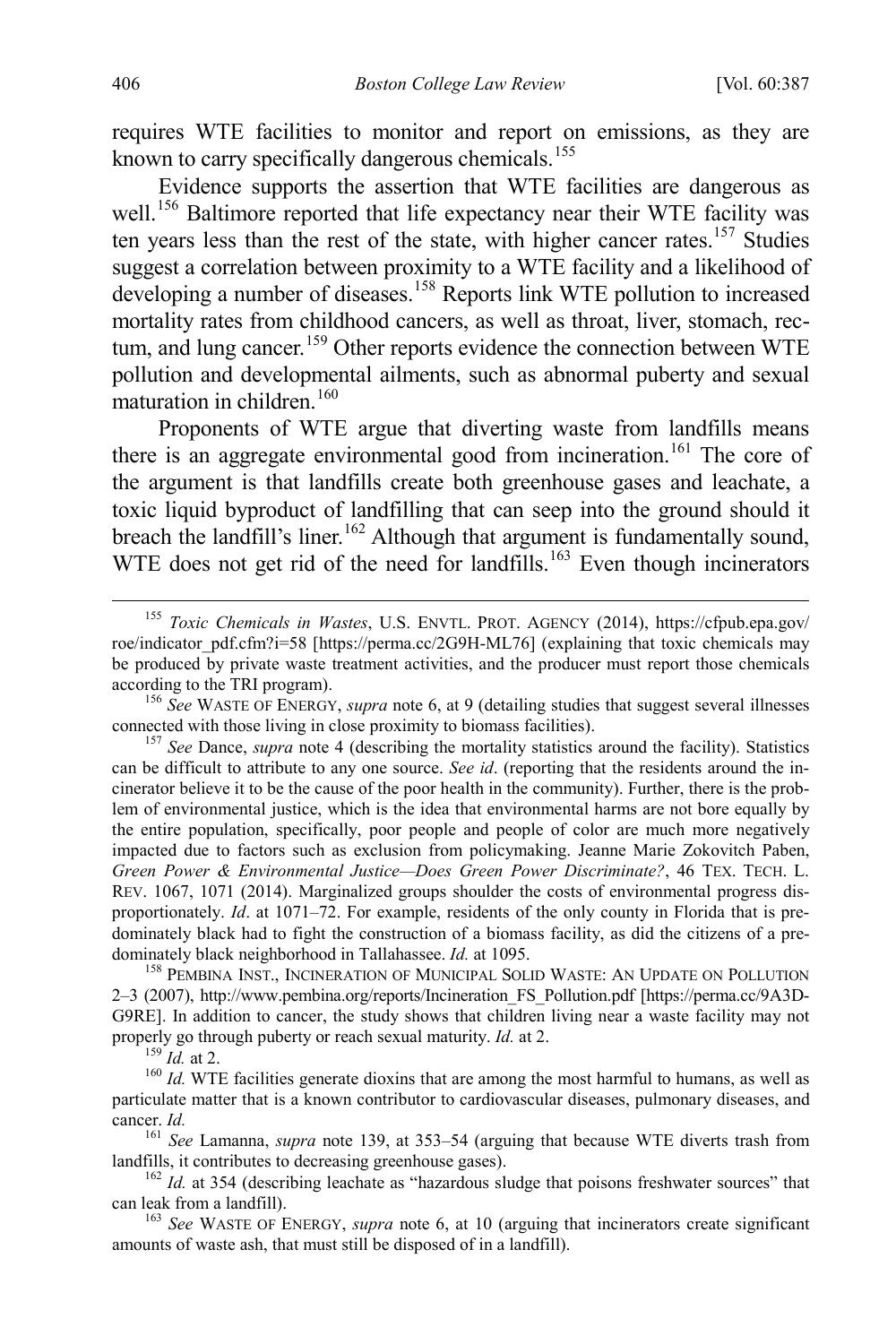requires WTE facilities to monitor and report on emissions, as they are known to carry specifically dangerous chemicals.[155]

Evidence supports the assertion that WTE facilities are dangerous as well.[156] Baltimore reported that life expectancy near their WTE facility was ten years less than the rest of the state, with higher cancer rates.[157] Studies suggest a correlation between proximity to a WTE facility and a likelihood of developing a number of diseases.[158] Reports link WTE pollution to increased mortality rates from childhood cancers, as well as throat, liver, stomach, rectum, and lung cancer.[159] Other reports evidence the connection between WTE pollution and developmental ailments, such as abnormal puberty and sexual maturation in children.[160]

Proponents of WTE argue that diverting waste from landfills means there is an aggregate environmental good from incineration.[161] The core of the argument is that landfills create both greenhouse gases and leachate, a toxic liquid byproduct of landfilling that can seep into the ground should it breach the landfill's liner.[162] Although that argument is fundamentally sound, WTE does not get rid of the need for landfills.[163] Even though incinerators

---

[155] *Toxic Chemicals in Wastes*, U.S. ENVTL. PROT. AGENCY (2014), https://cfpub.epa.gov/roe/indicator_pdf.cfm?i=58 [https://perma.cc/2G9H-ML76] (explaining that toxic chemicals may be produced by private waste treatment activities, and the producer must report those chemicals according to the TRI program).

[156] *See* WASTE OF ENERGY, *supra* note 6, at 9 (detailing studies that suggest several illnesses connected with those living in close proximity to biomass facilities).

[157] *See* Dance, *supra* note 4 (describing the mortality statistics around the facility). Statistics can be difficult to attribute to any one source. *See id*. (reporting that the residents around the incinerator believe it to be the cause of the poor health in the community). Further, there is the problem of environmental justice, which is the idea that environmental harms are not bore equally by the entire population, specifically, poor people and people of color are much more negatively impacted due to factors such as exclusion from policymaking. Jeanne Marie Zokovitch Paben, *Green Power & Environmental Justice—Does Green Power Discriminate?*, 46 TEX. TECH. L. REV. 1067, 1071 (2014). Marginalized groups shoulder the costs of environmental progress disproportionately. *Id*. at 1071–72. For example, residents of the only county in Florida that is predominately black had to fight the construction of a biomass facility, as did the citizens of a predominately black neighborhood in Tallahassee. *Id.* at 1095.

[158] PEMBINA INST., INCINERATION OF MUNICIPAL SOLID WASTE: AN UPDATE ON POLLUTION 2–3 (2007), http://www.pembina.org/reports/Incineration_FS_Pollution.pdf [https://perma.cc/9A3D-G9RE]. In addition to cancer, the study shows that children living near a waste facility may not properly go through puberty or reach sexual maturity. *Id.* at 2.

[159] *Id.* at 2.

[160] *Id.* WTE facilities generate dioxins that are among the most harmful to humans, as well as particulate matter that is a known contributor to cardiovascular diseases, pulmonary diseases, and cancer. *Id.*

[161] *See* Lamanna, *supra* note 139, at 353–54 (arguing that because WTE diverts trash from landfills, it contributes to decreasing greenhouse gases).

[162] *Id.* at 354 (describing leachate as "hazardous sludge that poisons freshwater sources" that can leak from a landfill).

[163] *See* WASTE OF ENERGY, *supra* note 6, at 10 (arguing that incinerators create significant amounts of waste ash, that must still be disposed of in a landfill).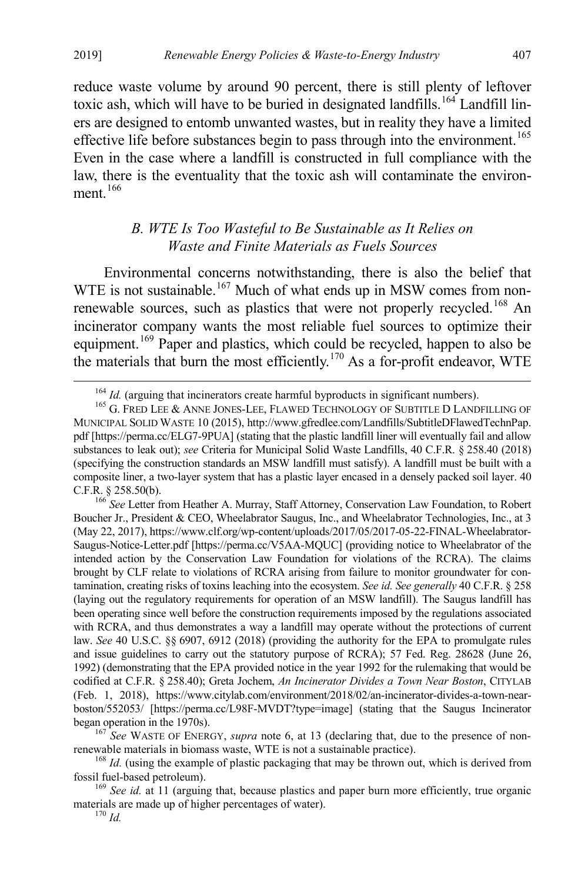reduce waste volume by around 90 percent, there is still plenty of leftover toxic ash, which will have to be buried in designated landfills.[164] Landfill liners are designed to entomb unwanted wastes, but in reality they have a limited effective life before substances begin to pass through into the environment.[165] Even in the case where a landfill is constructed in full compliance with the law, there is the eventuality that the toxic ash will contaminate the environment.[166]

### *B. WTE Is Too Wasteful to Be Sustainable as It Relies on Waste and Finite Materials as Fuels Sources*

Environmental concerns notwithstanding, there is also the belief that WTE is not sustainable.[167] Much of what ends up in MSW comes from non-renewable sources, such as plastics that were not properly recycled.[168] An incinerator company wants the most reliable fuel sources to optimize their equipment.[169] Paper and plastics, which could be recycled, happen to also be the materials that burn the most efficiently.[170] As a for-profit endeavor, WTE

---

[164] *Id.* (arguing that incinerators create harmful byproducts in significant numbers).

[165] G. FRED LEE & ANNE JONES-LEE, FLAWED TECHNOLOGY OF SUBTITLE D LANDFILLING OF MUNICIPAL SOLID WASTE 10 (2015), http://www.gfredlee.com/Landfills/SubtitleDFlawedTechnPap.pdf [https://perma.cc/ELG7-9PUA] (stating that the plastic landfill liner will eventually fail and allow substances to leak out); *see* Criteria for Municipal Solid Waste Landfills, 40 C.F.R. § 258.40 (2018) (specifying the construction standards an MSW landfill must satisfy). A landfill must be built with a composite liner, a two-layer system that has a plastic layer encased in a densely packed soil layer. 40 C.F.R. § 258.50(b).

[166] *See* Letter from Heather A. Murray, Staff Attorney, Conservation Law Foundation, to Robert Boucher Jr., President & CEO, Wheelabrator Saugus, Inc., and Wheelabrator Technologies, Inc., at 3 (May 22, 2017), https://www.clf.org/wp-content/uploads/2017/05/2017-05-22-FINAL-Wheelabrator-Saugus-Notice-Letter.pdf [https://perma.cc/V5AA-MQUC] (providing notice to Wheelabrator of the intended action by the Conservation Law Foundation for violations of the RCRA). The claims brought by CLF relate to violations of RCRA arising from failure to monitor groundwater for contamination, creating risks of toxins leaching into the ecosystem. *See id. See generally* 40 C.F.R. § 258 (laying out the regulatory requirements for operation of an MSW landfill). The Saugus landfill has been operating since well before the construction requirements imposed by the regulations associated with RCRA, and thus demonstrates a way a landfill may operate without the protections of current law. *See* 40 U.S.C. §§ 6907, 6912 (2018) (providing the authority for the EPA to promulgate rules and issue guidelines to carry out the statutory purpose of RCRA); 57 Fed. Reg. 28628 (June 26, 1992) (demonstrating that the EPA provided notice in the year 1992 for the rulemaking that would be codified at C.F.R. § 258.40); Greta Jochem, *An Incinerator Divides a Town Near Boston*, CITYLAB (Feb. 1, 2018), https://www.citylab.com/environment/2018/02/an-incinerator-divides-a-town-near-boston/552053/ [https://perma.cc/L98F-MVDT?type=image] (stating that the Saugus Incinerator began operation in the 1970s).

[167] *See* WASTE OF ENERGY, *supra* note 6, at 13 (declaring that, due to the presence of non-renewable materials in biomass waste, WTE is not a sustainable practice).

[168] *Id.* (using the example of plastic packaging that may be thrown out, which is derived from fossil fuel-based petroleum).

[169] *See id.* at 11 (arguing that, because plastics and paper burn more efficiently, true organic materials are made up of higher percentages of water).

[170] *Id.*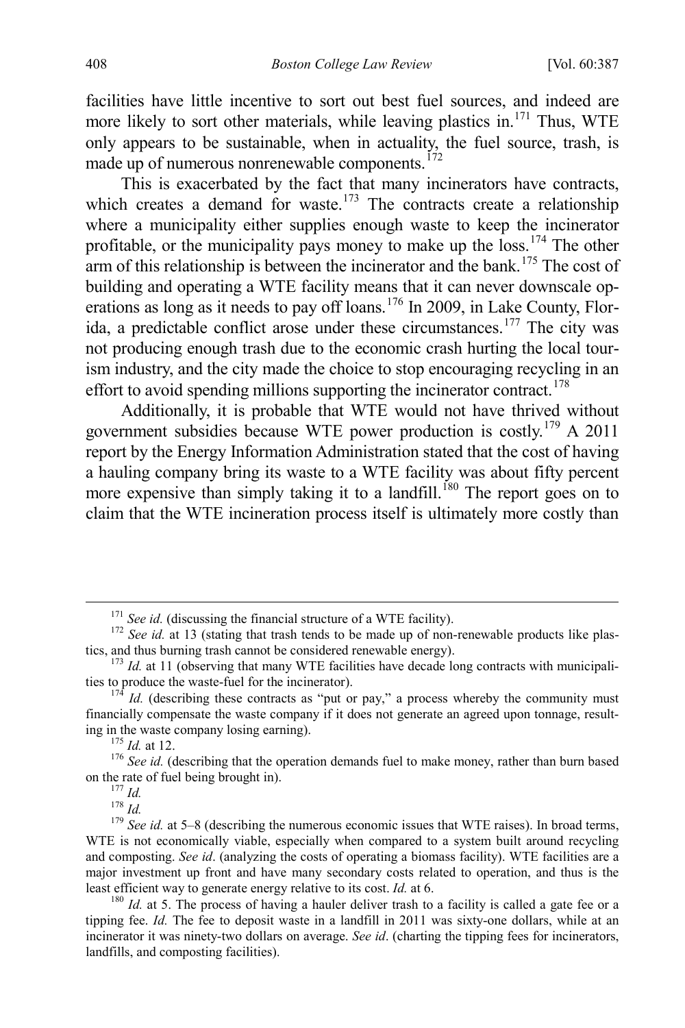facilities have little incentive to sort out best fuel sources, and indeed are more likely to sort other materials, while leaving plastics in.[171] Thus, WTE only appears to be sustainable, when in actuality, the fuel source, trash, is made up of numerous nonrenewable components.[172]

This is exacerbated by the fact that many incinerators have contracts, which creates a demand for waste.[173] The contracts create a relationship where a municipality either supplies enough waste to keep the incinerator profitable, or the municipality pays money to make up the loss.[174] The other arm of this relationship is between the incinerator and the bank.[175] The cost of building and operating a WTE facility means that it can never downscale operations as long as it needs to pay off loans.[176] In 2009, in Lake County, Florida, a predictable conflict arose under these circumstances.[177] The city was not producing enough trash due to the economic crash hurting the local tourism industry, and the city made the choice to stop encouraging recycling in an effort to avoid spending millions supporting the incinerator contract.[178]

Additionally, it is probable that WTE would not have thrived without government subsidies because WTE power production is costly.[179] A 2011 report by the Energy Information Administration stated that the cost of having a hauling company bring its waste to a WTE facility was about fifty percent more expensive than simply taking it to a landfill.[180] The report goes on to claim that the WTE incineration process itself is ultimately more costly than

---

[171] *See id.* (discussing the financial structure of a WTE facility).

[172] *See id.* at 13 (stating that trash tends to be made up of non-renewable products like plastics, and thus burning trash cannot be considered renewable energy).

[173] *Id.* at 11 (observing that many WTE facilities have decade long contracts with municipalities to produce the waste-fuel for the incinerator).

[174] *Id.* (describing these contracts as "put or pay," a process whereby the community must financially compensate the waste company if it does not generate an agreed upon tonnage, resulting in the waste company losing earning).

[175] *Id.* at 12.

[176] *See id.* (describing that the operation demands fuel to make money, rather than burn based on the rate of fuel being brought in).

[177] *Id.*

[178] *Id.*

[179] *See id.* at 5–8 (describing the numerous economic issues that WTE raises). In broad terms, WTE is not economically viable, especially when compared to a system built around recycling and composting. *See id*. (analyzing the costs of operating a biomass facility). WTE facilities are a major investment up front and have many secondary costs related to operation, and thus is the least efficient way to generate energy relative to its cost. *Id.* at 6.

[180] *Id.* at 5. The process of having a hauler deliver trash to a facility is called a gate fee or a tipping fee. *Id.* The fee to deposit waste in a landfill in 2011 was sixty-one dollars, while at an incinerator it was ninety-two dollars on average. *See id*. (charting the tipping fees for incinerators, landfills, and composting facilities).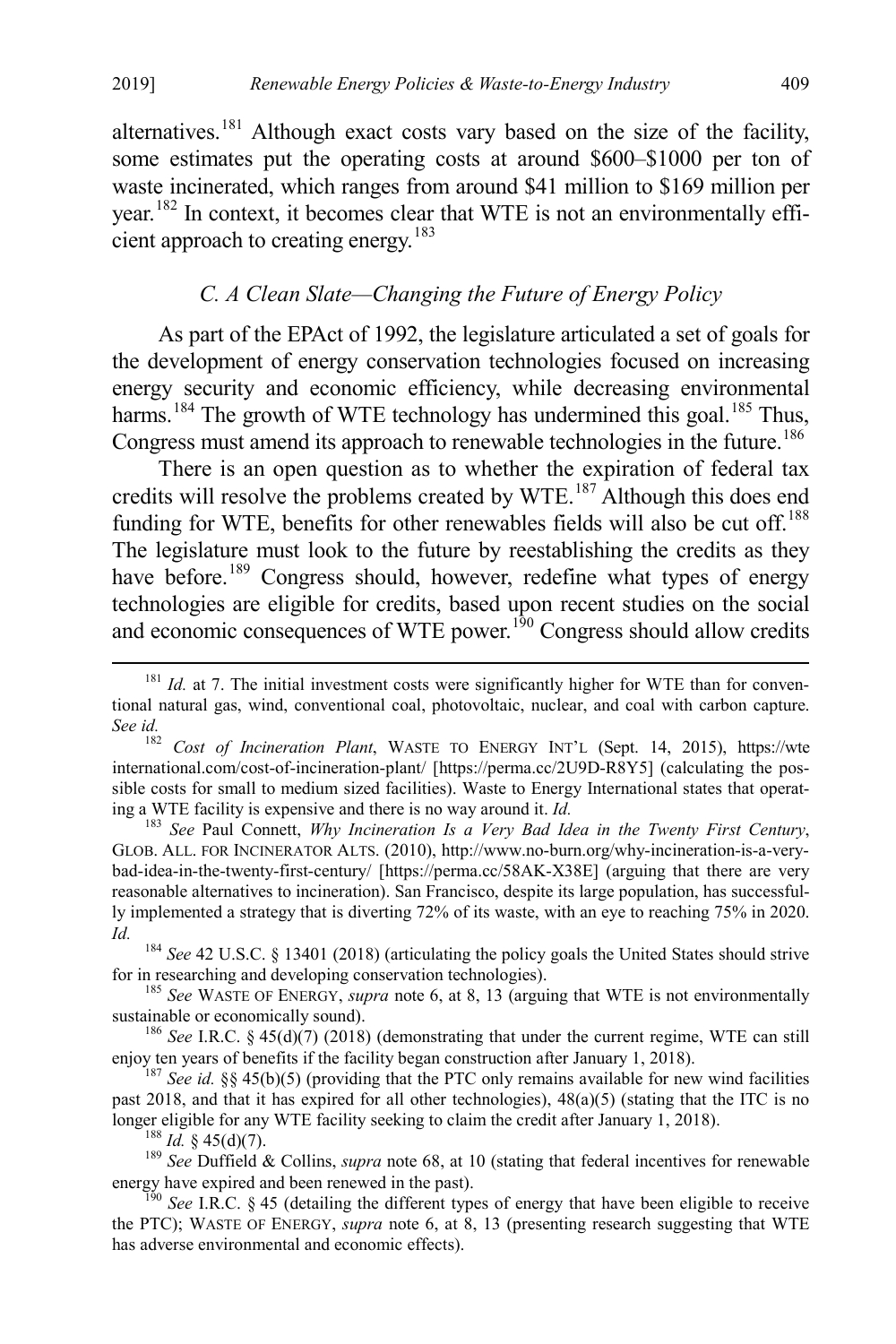alternatives.[181] Although exact costs vary based on the size of the facility, some estimates put the operating costs at around $600–$1000 per ton of waste incinerated, which ranges from around $41 million to $169 million per year.[182] In context, it becomes clear that WTE is not an environmentally efficient approach to creating energy.[183]

### *C. A Clean Slate—Changing the Future of Energy Policy*

As part of the EPAct of 1992, the legislature articulated a set of goals for the development of energy conservation technologies focused on increasing energy security and economic efficiency, while decreasing environmental harms.[184] The growth of WTE technology has undermined this goal.[185] Thus, Congress must amend its approach to renewable technologies in the future.[186]

There is an open question as to whether the expiration of federal tax credits will resolve the problems created by WTE.[187] Although this does end funding for WTE, benefits for other renewables fields will also be cut off.[188] The legislature must look to the future by reestablishing the credits as they have before.[189] Congress should, however, redefine what types of energy technologies are eligible for credits, based upon recent studies on the social and economic consequences of WTE power.[190] Congress should allow credits

---

[181] *Id.* at 7. The initial investment costs were significantly higher for WTE than for conventional natural gas, wind, conventional coal, photovoltaic, nuclear, and coal with carbon capture. *See id.*

[182] *Cost of Incineration Plant*, WASTE TO ENERGY INT'L (Sept. 14, 2015), https://wteinternational.com/cost-of-incineration-plant/ [https://perma.cc/2U9D-R8Y5] (calculating the possible costs for small to medium sized facilities). Waste to Energy International states that operating a WTE facility is expensive and there is no way around it. *Id.*

[183] *See* Paul Connett, *Why Incineration Is a Very Bad Idea in the Twenty First Century*, GLOB. ALL. FOR INCINERATOR ALTS. (2010), http://www.no-burn.org/why-incineration-is-a-very-bad-idea-in-the-twenty-first-century/ [https://perma.cc/58AK-X38E] (arguing that there are very reasonable alternatives to incineration). San Francisco, despite its large population, has successfully implemented a strategy that is diverting 72% of its waste, with an eye to reaching 75% in 2020. *Id.*

[184] *See* 42 U.S.C. § 13401 (2018) (articulating the policy goals the United States should strive for in researching and developing conservation technologies).

[185] *See* WASTE OF ENERGY, *supra* note 6, at 8, 13 (arguing that WTE is not environmentally sustainable or economically sound).

[186] *See* I.R.C. § 45(d)(7) (2018) (demonstrating that under the current regime, WTE can still enjoy ten years of benefits if the facility began construction after January 1, 2018).

[187] *See id.* §§ 45(b)(5) (providing that the PTC only remains available for new wind facilities past 2018, and that it has expired for all other technologies), 48(a)(5) (stating that the ITC is no longer eligible for any WTE facility seeking to claim the credit after January 1, 2018).

[188] *Id.* § 45(d)(7).

[189] *See* Duffield & Collins, *supra* note 68, at 10 (stating that federal incentives for renewable energy have expired and been renewed in the past).

[190] *See* I.R.C. § 45 (detailing the different types of energy that have been eligible to receive the PTC); WASTE OF ENERGY, *supra* note 6, at 8, 13 (presenting research suggesting that WTE has adverse environmental and economic effects).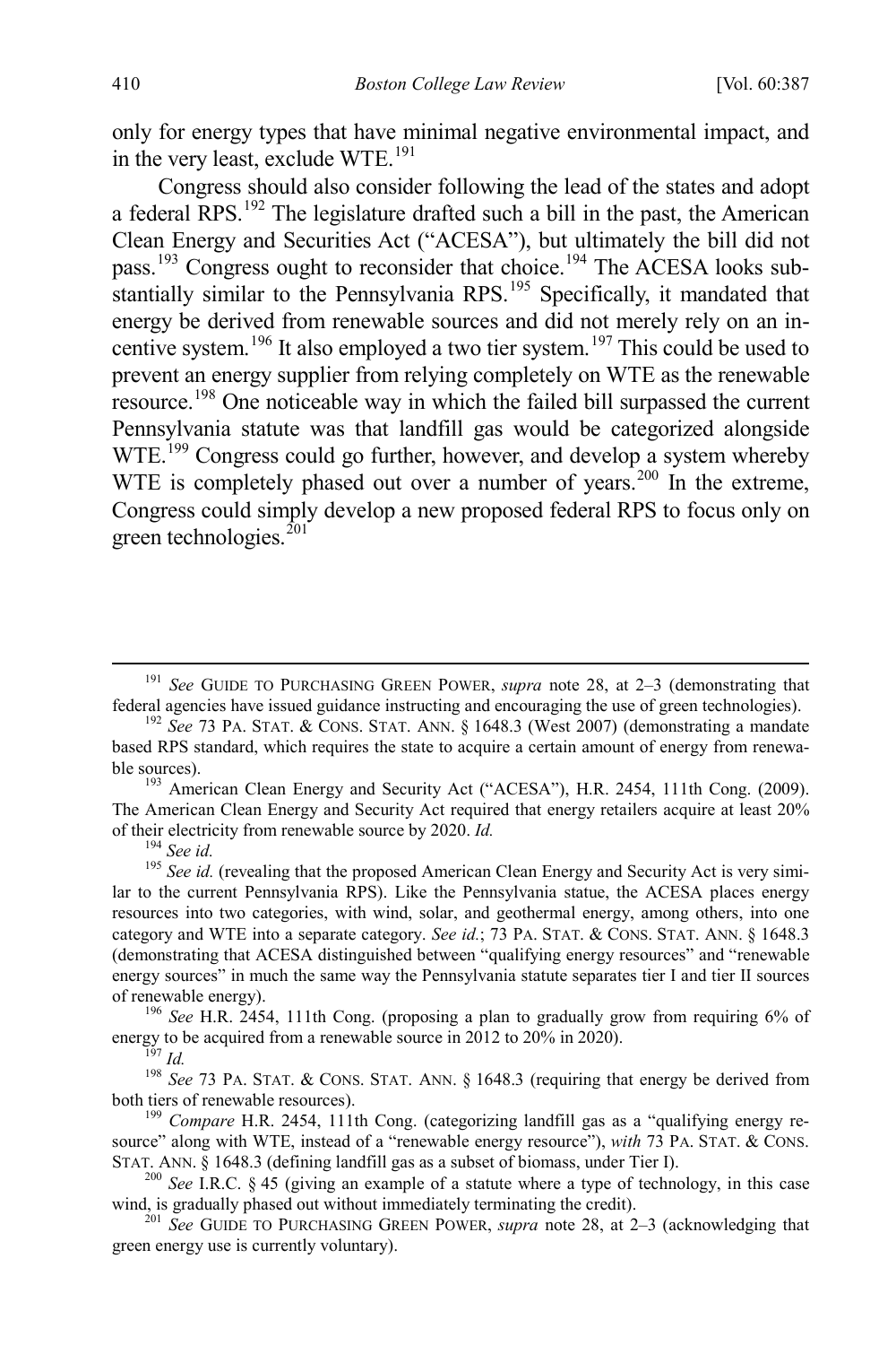only for energy types that have minimal negative environmental impact, and in the very least, exclude WTE.[191]

Congress should also consider following the lead of the states and adopt a federal RPS.[192] The legislature drafted such a bill in the past, the American Clean Energy and Securities Act ("ACESA"), but ultimately the bill did not pass.[193] Congress ought to reconsider that choice.[194] The ACESA looks substantially similar to the Pennsylvania RPS.[195] Specifically, it mandated that energy be derived from renewable sources and did not merely rely on an incentive system.[196] It also employed a two tier system.[197] This could be used to prevent an energy supplier from relying completely on WTE as the renewable resource.[198] One noticeable way in which the failed bill surpassed the current Pennsylvania statute was that landfill gas would be categorized alongside WTE.[199] Congress could go further, however, and develop a system whereby WTE is completely phased out over a number of years.[200] In the extreme, Congress could simply develop a new proposed federal RPS to focus only on green technologies.[201]

---

[191] *See* GUIDE TO PURCHASING GREEN POWER, *supra* note 28, at 2–3 (demonstrating that federal agencies have issued guidance instructing and encouraging the use of green technologies).

[192] *See* 73 PA. STAT. & CONS. STAT. ANN. § 1648.3 (West 2007) (demonstrating a mandate based RPS standard, which requires the state to acquire a certain amount of energy from renewable sources).

[193] American Clean Energy and Security Act ("ACESA"), H.R. 2454, 111th Cong. (2009). The American Clean Energy and Security Act required that energy retailers acquire at least 20% of their electricity from renewable source by 2020. *Id.*

[194] *See id.*

[195] *See id.* (revealing that the proposed American Clean Energy and Security Act is very similar to the current Pennsylvania RPS). Like the Pennsylvania statue, the ACESA places energy resources into two categories, with wind, solar, and geothermal energy, among others, into one category and WTE into a separate category. *See id.*; 73 PA. STAT. & CONS. STAT. ANN. § 1648.3 (demonstrating that ACESA distinguished between "qualifying energy resources" and "renewable energy sources" in much the same way the Pennsylvania statute separates tier I and tier II sources of renewable energy).

[196] *See* H.R. 2454, 111th Cong. (proposing a plan to gradually grow from requiring 6% of energy to be acquired from a renewable source in 2012 to 20% in 2020).

[197] *Id.*

[198] *See* 73 PA. STAT. & CONS. STAT. ANN. § 1648.3 (requiring that energy be derived from both tiers of renewable resources).

[199] *Compare* H.R. 2454, 111th Cong. (categorizing landfill gas as a "qualifying energy resource" along with WTE, instead of a "renewable energy resource"), *with* 73 PA. STAT. & CONS. STAT. ANN. § 1648.3 (defining landfill gas as a subset of biomass, under Tier I).

[200] *See* I.R.C. § 45 (giving an example of a statute where a type of technology, in this case wind, is gradually phased out without immediately terminating the credit).

[201] *See* GUIDE TO PURCHASING GREEN POWER, *supra* note 28, at 2–3 (acknowledging that green energy use is currently voluntary).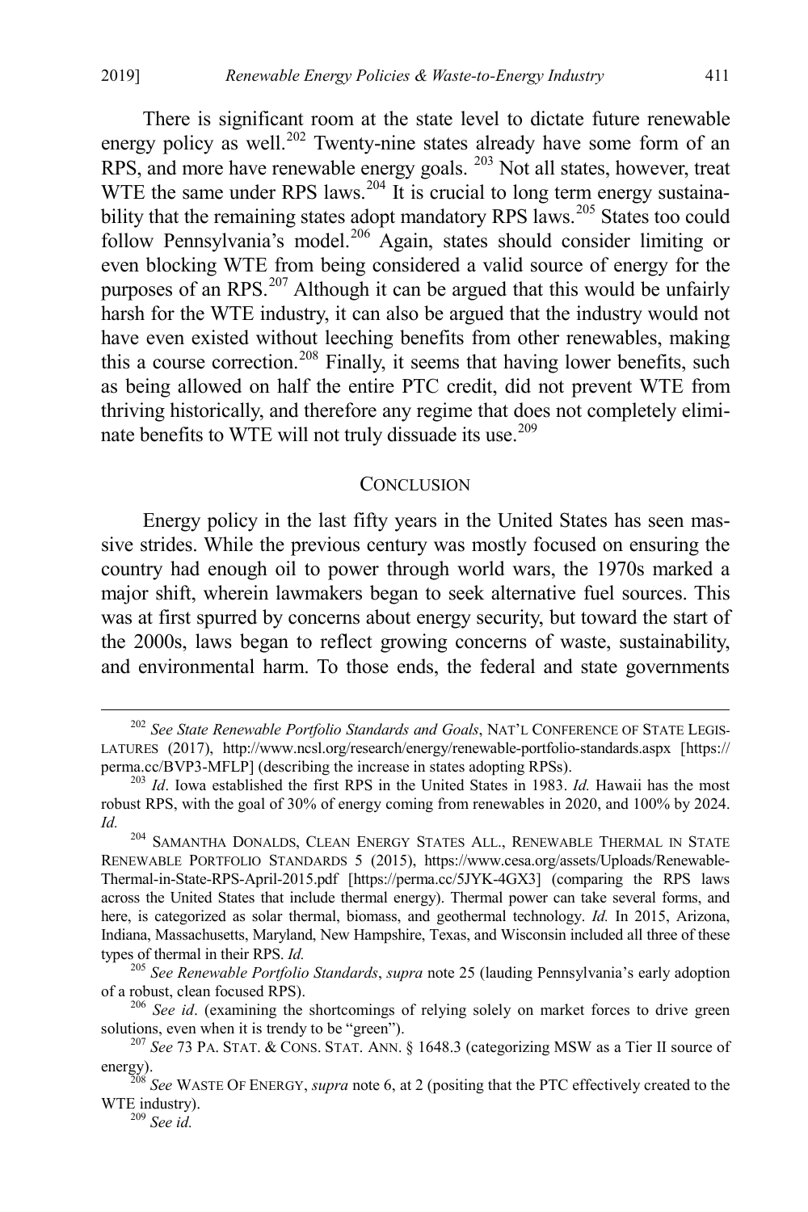There is significant room at the state level to dictate future renewable energy policy as well.[202] Twenty-nine states already have some form of an RPS, and more have renewable energy goals. [203] Not all states, however, treat WTE the same under RPS laws.[204] It is crucial to long term energy sustainability that the remaining states adopt mandatory RPS laws.[205] States too could follow Pennsylvania's model.[206] Again, states should consider limiting or even blocking WTE from being considered a valid source of energy for the purposes of an RPS.[207] Although it can be argued that this would be unfairly harsh for the WTE industry, it can also be argued that the industry would not have even existed without leeching benefits from other renewables, making this a course correction.[208] Finally, it seems that having lower benefits, such as being allowed on half the entire PTC credit, did not prevent WTE from thriving historically, and therefore any regime that does not completely eliminate benefits to WTE will not truly dissuade its use.[209]

## CONCLUSION

Energy policy in the last fifty years in the United States has seen massive strides. While the previous century was mostly focused on ensuring the country had enough oil to power through world wars, the 1970s marked a major shift, wherein lawmakers began to seek alternative fuel sources. This was at first spurred by concerns about energy security, but toward the start of the 2000s, laws began to reflect growing concerns of waste, sustainability, and environmental harm. To those ends, the federal and state governments

---

[202] *See State Renewable Portfolio Standards and Goals*, NAT'L CONFERENCE OF STATE LEGISLATURES (2017), http://www.ncsl.org/research/energy/renewable-portfolio-standards.aspx [https://perma.cc/BVP3-MFLP] (describing the increase in states adopting RPSs).

[203] *Id*. Iowa established the first RPS in the United States in 1983. *Id.* Hawaii has the most robust RPS, with the goal of 30% of energy coming from renewables in 2020, and 100% by 2024. *Id.*

[204] SAMANTHA DONALDS, CLEAN ENERGY STATES ALL., RENEWABLE THERMAL IN STATE RENEWABLE PORTFOLIO STANDARDS 5 (2015), https://www.cesa.org/assets/Uploads/Renewable-Thermal-in-State-RPS-April-2015.pdf [https://perma.cc/5JYK-4GX3] (comparing the RPS laws across the United States that include thermal energy). Thermal power can take several forms, and here, is categorized as solar thermal, biomass, and geothermal technology. *Id.* In 2015, Arizona, Indiana, Massachusetts, Maryland, New Hampshire, Texas, and Wisconsin included all three of these types of thermal in their RPS. *Id.*

[205] *See Renewable Portfolio Standards*, *supra* note 25 (lauding Pennsylvania's early adoption of a robust, clean focused RPS).

[206] *See id*. (examining the shortcomings of relying solely on market forces to drive green solutions, even when it is trendy to be "green").

[207] *See* 73 PA. STAT. & CONS. STAT. ANN. § 1648.3 (categorizing MSW as a Tier II source of energy).

[208] *See* WASTE OF ENERGY, *supra* note 6, at 2 (positing that the PTC effectively created to the WTE industry).

[209] *See id.*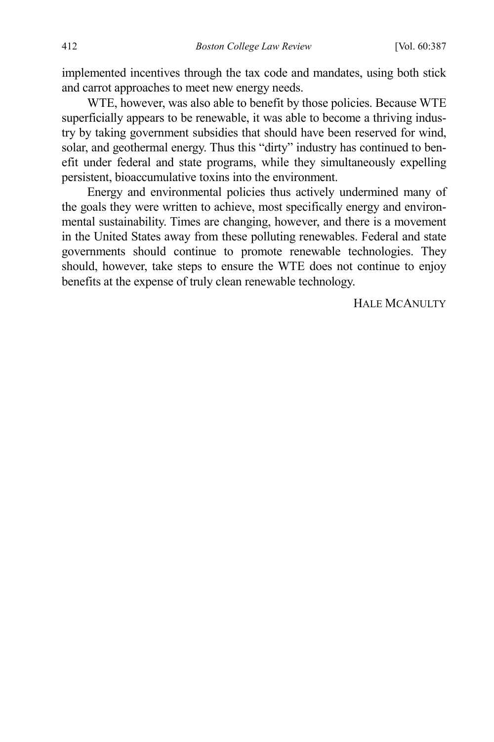implemented incentives through the tax code and mandates, using both stick and carrot approaches to meet new energy needs.

WTE, however, was also able to benefit by those policies. Because WTE superficially appears to be renewable, it was able to become a thriving industry by taking government subsidies that should have been reserved for wind, solar, and geothermal energy. Thus this "dirty" industry has continued to benefit under federal and state programs, while they simultaneously expelling persistent, bioaccumulative toxins into the environment.

Energy and environmental policies thus actively undermined many of the goals they were written to achieve, most specifically energy and environmental sustainability. Times are changing, however, and there is a movement in the United States away from these polluting renewables. Federal and state governments should continue to promote renewable technologies. They should, however, take steps to ensure the WTE does not continue to enjoy benefits at the expense of truly clean renewable technology.

HALE MCANULTY